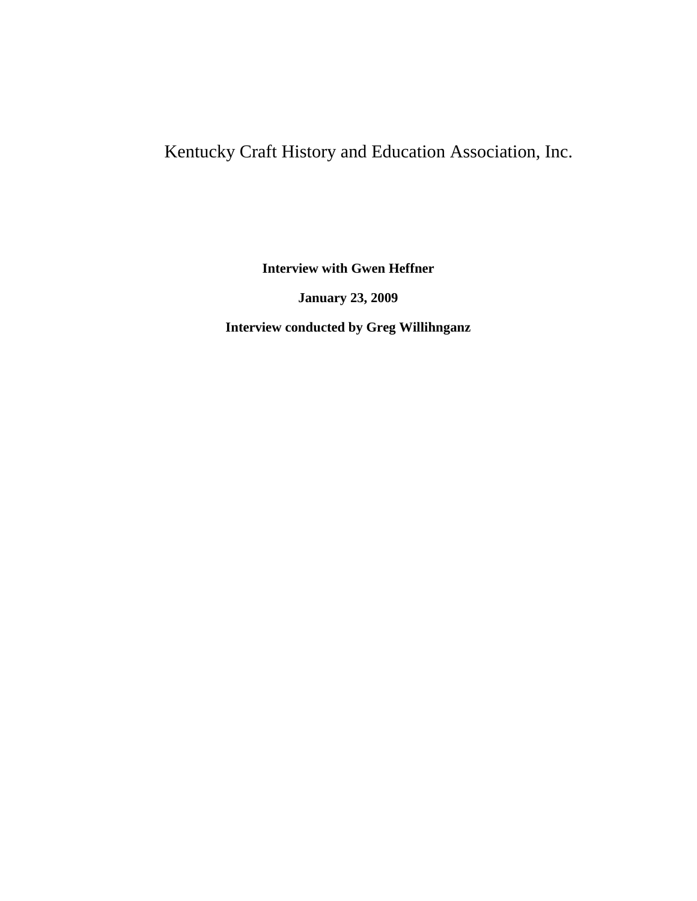# Kentucky Craft History and Education Association, Inc.

**Interview with Gwen Heffner**

**January 23, 2009**

**Interview conducted by Greg Willihnganz**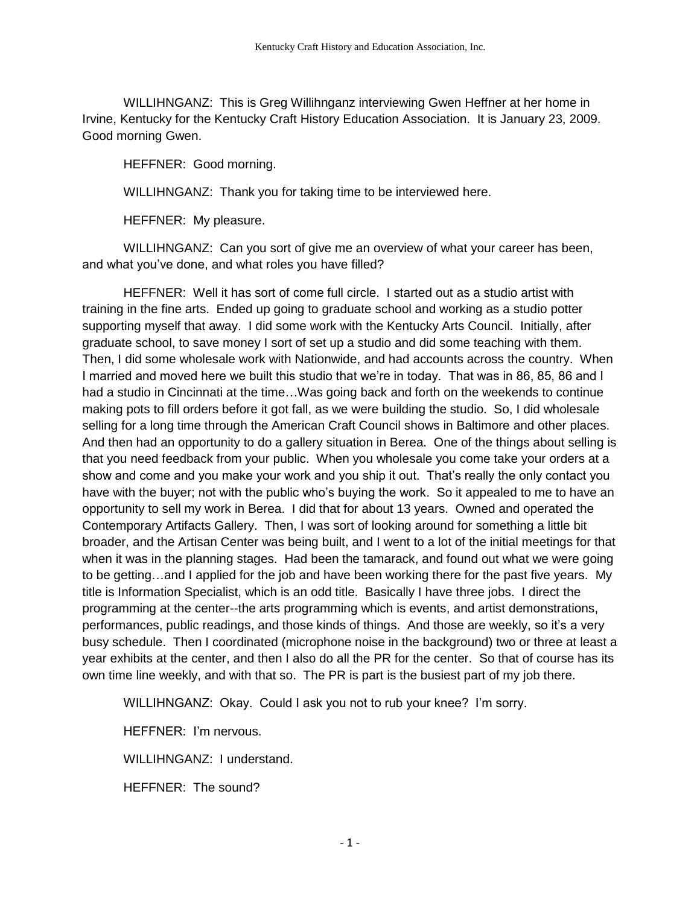WILLIHNGANZ: This is Greg Willihnganz interviewing Gwen Heffner at her home in Irvine, Kentucky for the Kentucky Craft History Education Association. It is January 23, 2009. Good morning Gwen.

HEFFNER: Good morning.

WILLIHNGANZ: Thank you for taking time to be interviewed here.

HEFFNER: My pleasure.

WILLIHNGANZ: Can you sort of give me an overview of what your career has been, and what you've done, and what roles you have filled?

HEFFNER: Well it has sort of come full circle. I started out as a studio artist with training in the fine arts. Ended up going to graduate school and working as a studio potter supporting myself that away. I did some work with the Kentucky Arts Council. Initially, after graduate school, to save money I sort of set up a studio and did some teaching with them. Then, I did some wholesale work with Nationwide, and had accounts across the country. When I married and moved here we built this studio that we're in today. That was in 86, 85, 86 and I had a studio in Cincinnati at the time…Was going back and forth on the weekends to continue making pots to fill orders before it got fall, as we were building the studio. So, I did wholesale selling for a long time through the American Craft Council shows in Baltimore and other places. And then had an opportunity to do a gallery situation in Berea. One of the things about selling is that you need feedback from your public. When you wholesale you come take your orders at a show and come and you make your work and you ship it out. That's really the only contact you have with the buyer; not with the public who's buying the work. So it appealed to me to have an opportunity to sell my work in Berea. I did that for about 13 years. Owned and operated the Contemporary Artifacts Gallery. Then, I was sort of looking around for something a little bit broader, and the Artisan Center was being built, and I went to a lot of the initial meetings for that when it was in the planning stages. Had been the tamarack, and found out what we were going to be getting…and I applied for the job and have been working there for the past five years. My title is Information Specialist, which is an odd title. Basically I have three jobs. I direct the programming at the center--the arts programming which is events, and artist demonstrations, performances, public readings, and those kinds of things. And those are weekly, so it's a very busy schedule. Then I coordinated (microphone noise in the background) two or three at least a year exhibits at the center, and then I also do all the PR for the center. So that of course has its own time line weekly, and with that so. The PR is part is the busiest part of my job there.

WILLIHNGANZ: Okay. Could I ask you not to rub your knee? I'm sorry.

HEFFNER: I'm nervous.

WILLIHNGANZ: I understand.

HEFFNER: The sound?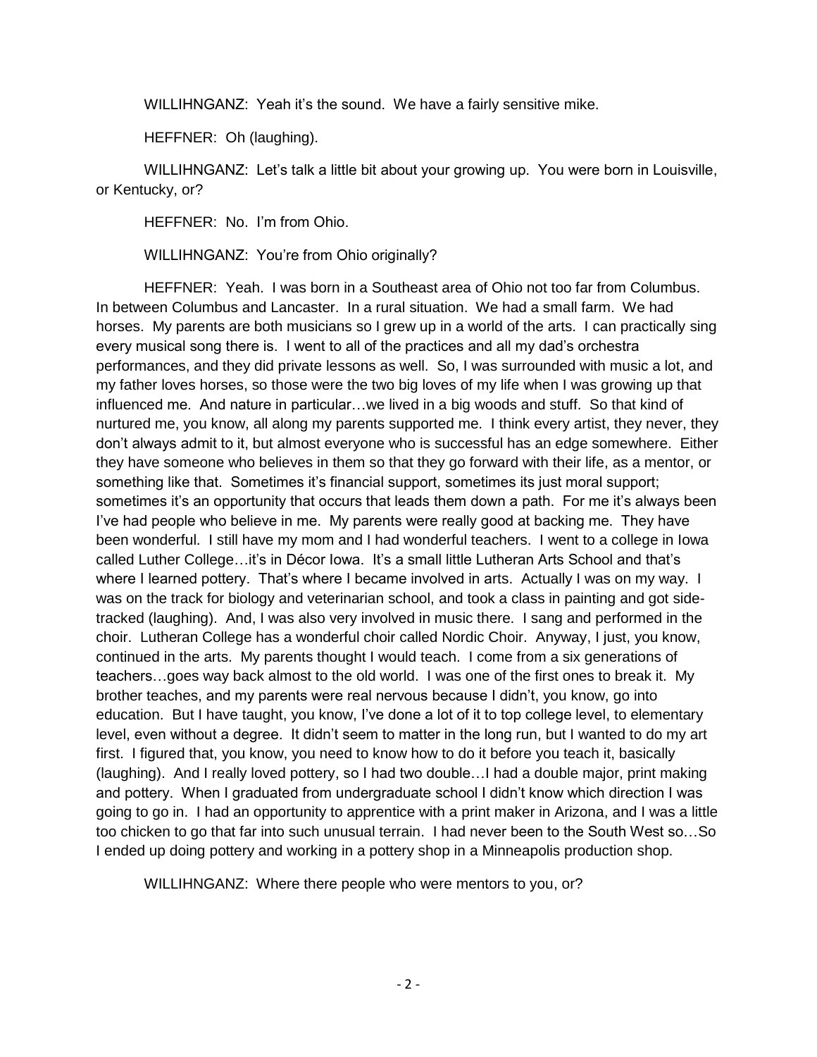WILLIHNGANZ: Yeah it's the sound. We have a fairly sensitive mike.

HEFFNER: Oh (laughing).

WILLIHNGANZ: Let's talk a little bit about your growing up. You were born in Louisville, or Kentucky, or?

HEFFNER: No. I'm from Ohio.

WILLIHNGANZ: You're from Ohio originally?

HEFFNER: Yeah. I was born in a Southeast area of Ohio not too far from Columbus. In between Columbus and Lancaster. In a rural situation. We had a small farm. We had horses. My parents are both musicians so I grew up in a world of the arts. I can practically sing every musical song there is. I went to all of the practices and all my dad's orchestra performances, and they did private lessons as well. So, I was surrounded with music a lot, and my father loves horses, so those were the two big loves of my life when I was growing up that influenced me. And nature in particular…we lived in a big woods and stuff. So that kind of nurtured me, you know, all along my parents supported me. I think every artist, they never, they don't always admit to it, but almost everyone who is successful has an edge somewhere. Either they have someone who believes in them so that they go forward with their life, as a mentor, or something like that. Sometimes it's financial support, sometimes its just moral support; sometimes it's an opportunity that occurs that leads them down a path. For me it's always been I've had people who believe in me. My parents were really good at backing me. They have been wonderful. I still have my mom and I had wonderful teachers. I went to a college in Iowa called Luther College…it's in Décor Iowa. It's a small little Lutheran Arts School and that's where I learned pottery. That's where I became involved in arts. Actually I was on my way. I was on the track for biology and veterinarian school, and took a class in painting and got side-tracked (laughing). And, I was also very involved in music there. I sang and performed in the choir. Lutheran College has a wonderful choir called Nordic Choir. Anyway, I just, you know, continued in the arts. My parents thought I would teach. I come from a six generations of teachers…goes way back almost to the old world. I was one of the first ones to break it. My brother teaches, and my parents were real nervous because I didn't, you know, go into education. But I have taught, you know, I've done a lot of it to top college level, to elementary level, even without a degree. It didn't seem to matter in the long run, but I wanted to do my art first. I figured that, you know, you need to know how to do it before you teach it, basically (laughing). And I really loved pottery, so I had two double…I had a double major, print making and pottery. When I graduated from undergraduate school I didn't know which direction I was going to go in. I had an opportunity to apprentice with a print maker in Arizona, and I was a little too chicken to go that far into such unusual terrain. I had never been to the South West so…So I ended up doing pottery and working in a pottery shop in a Minneapolis production shop.

WILLIHNGANZ: Where there people who were mentors to you, or?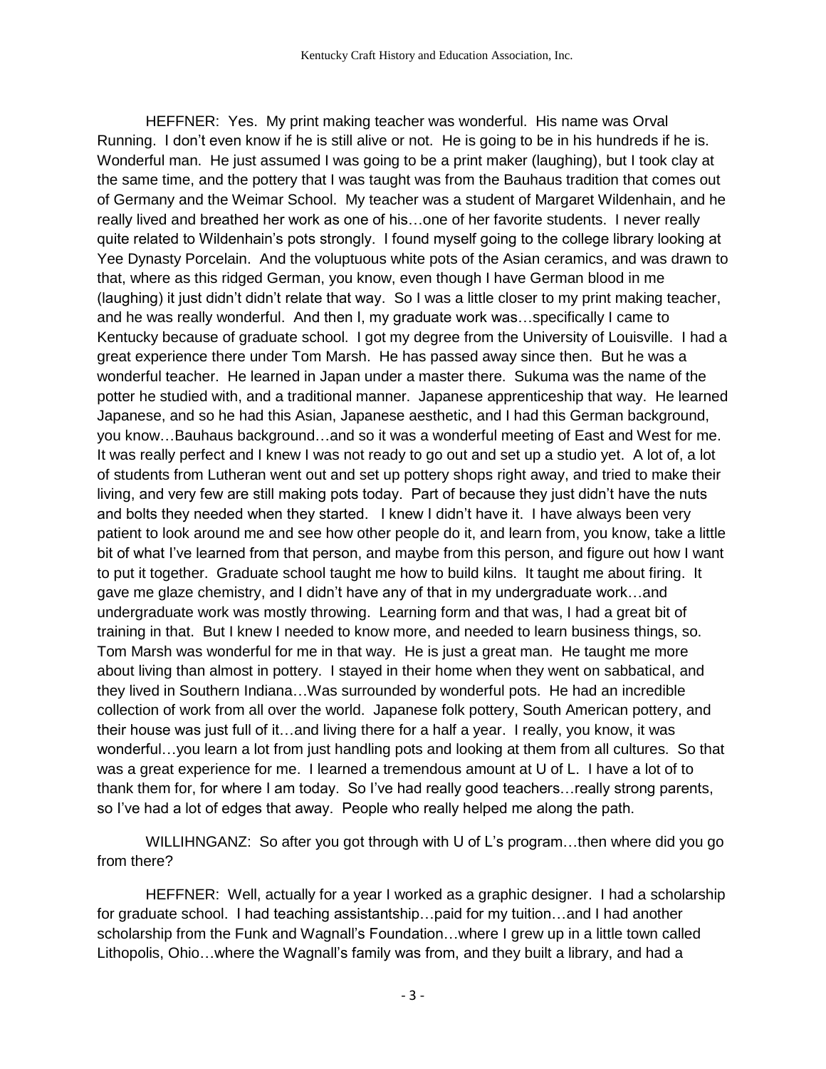HEFFNER: Yes. My print making teacher was wonderful. His name was Orval Running. I don't even know if he is still alive or not. He is going to be in his hundreds if he is. Wonderful man. He just assumed I was going to be a print maker (laughing), but I took clay at the same time, and the pottery that I was taught was from the Bauhaus tradition that comes out of Germany and the Weimar School. My teacher was a student of Margaret Wildenhain, and he really lived and breathed her work as one of his…one of her favorite students. I never really quite related to Wildenhain's pots strongly. I found myself going to the college library looking at Yee Dynasty Porcelain. And the voluptuous white pots of the Asian ceramics, and was drawn to that, where as this ridged German, you know, even though I have German blood in me (laughing) it just didn't didn't relate that way. So I was a little closer to my print making teacher, and he was really wonderful. And then I, my graduate work was…specifically I came to Kentucky because of graduate school. I got my degree from the University of Louisville. I had a great experience there under Tom Marsh. He has passed away since then. But he was a wonderful teacher. He learned in Japan under a master there. Sukuma was the name of the potter he studied with, and a traditional manner. Japanese apprenticeship that way. He learned Japanese, and so he had this Asian, Japanese aesthetic, and I had this German background, you know…Bauhaus background…and so it was a wonderful meeting of East and West for me. It was really perfect and I knew I was not ready to go out and set up a studio yet. A lot of, a lot of students from Lutheran went out and set up pottery shops right away, and tried to make their living, and very few are still making pots today. Part of because they just didn't have the nuts and bolts they needed when they started. I knew I didn't have it. I have always been very patient to look around me and see how other people do it, and learn from, you know, take a little bit of what I've learned from that person, and maybe from this person, and figure out how I want to put it together. Graduate school taught me how to build kilns. It taught me about firing. It gave me glaze chemistry, and I didn't have any of that in my undergraduate work…and undergraduate work was mostly throwing. Learning form and that was, I had a great bit of training in that. But I knew I needed to know more, and needed to learn business things, so. Tom Marsh was wonderful for me in that way. He is just a great man. He taught me more about living than almost in pottery. I stayed in their home when they went on sabbatical, and they lived in Southern Indiana…Was surrounded by wonderful pots. He had an incredible collection of work from all over the world. Japanese folk pottery, South American pottery, and their house was just full of it…and living there for a half a year. I really, you know, it was wonderful…you learn a lot from just handling pots and looking at them from all cultures. So that was a great experience for me. I learned a tremendous amount at U of L. I have a lot of to thank them for, for where I am today. So I've had really good teachers…really strong parents, so I've had a lot of edges that away. People who really helped me along the path.

WILLIHNGANZ: So after you got through with U of L's program…then where did you go from there?

HEFFNER: Well, actually for a year I worked as a graphic designer. I had a scholarship for graduate school. I had teaching assistantship…paid for my tuition…and I had another scholarship from the Funk and Wagnall's Foundation…where I grew up in a little town called Lithopolis, Ohio…where the Wagnall's family was from, and they built a library, and had a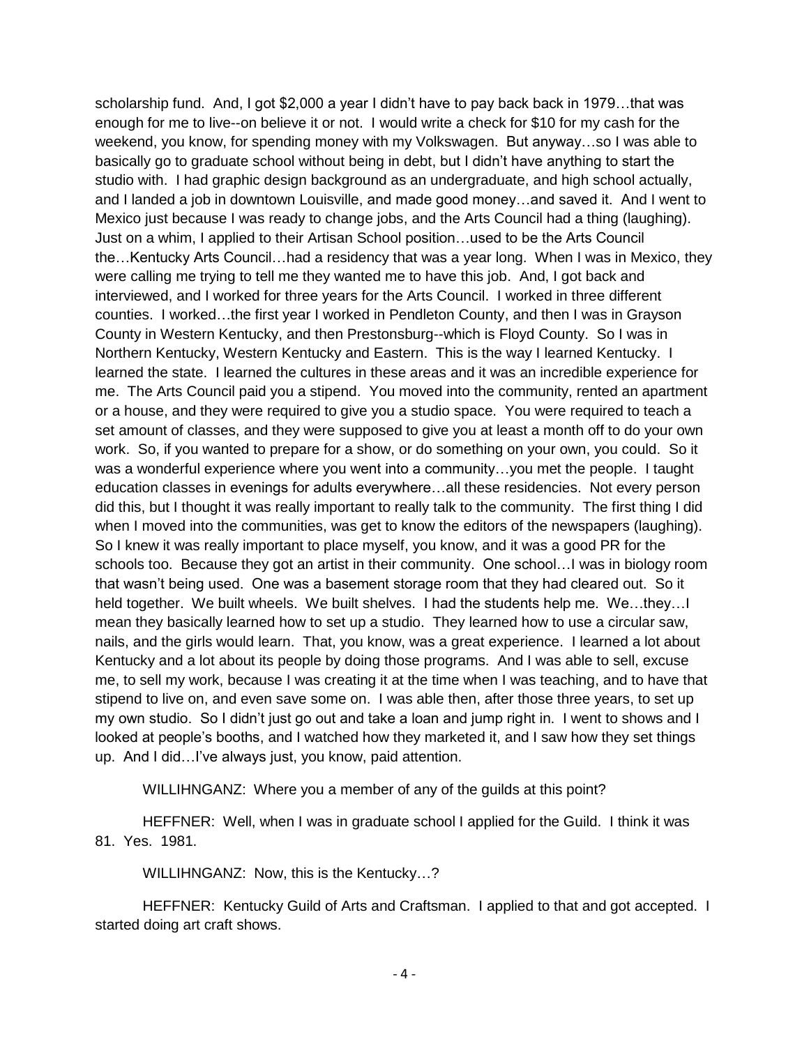scholarship fund. And, I got $2,000 a year I didn't have to pay back back in 1979…that was enough for me to live--on believe it or not. I would write a check for $10 for my cash for the weekend, you know, for spending money with my Volkswagen. But anyway…so I was able to basically go to graduate school without being in debt, but I didn't have anything to start the studio with. I had graphic design background as an undergraduate, and high school actually, and I landed a job in downtown Louisville, and made good money…and saved it. And I went to Mexico just because I was ready to change jobs, and the Arts Council had a thing (laughing). Just on a whim, I applied to their Artisan School position…used to be the Arts Council the…Kentucky Arts Council…had a residency that was a year long. When I was in Mexico, they were calling me trying to tell me they wanted me to have this job. And, I got back and interviewed, and I worked for three years for the Arts Council. I worked in three different counties. I worked…the first year I worked in Pendleton County, and then I was in Grayson County in Western Kentucky, and then Prestonsburg--which is Floyd County. So I was in Northern Kentucky, Western Kentucky and Eastern. This is the way I learned Kentucky. I learned the state. I learned the cultures in these areas and it was an incredible experience for me. The Arts Council paid you a stipend. You moved into the community, rented an apartment or a house, and they were required to give you a studio space. You were required to teach a set amount of classes, and they were supposed to give you at least a month off to do your own work. So, if you wanted to prepare for a show, or do something on your own, you could. So it was a wonderful experience where you went into a community…you met the people. I taught education classes in evenings for adults everywhere…all these residencies. Not every person did this, but I thought it was really important to really talk to the community. The first thing I did when I moved into the communities, was get to know the editors of the newspapers (laughing). So I knew it was really important to place myself, you know, and it was a good PR for the schools too. Because they got an artist in their community. One school…I was in biology room that wasn't being used. One was a basement storage room that they had cleared out. So it held together. We built wheels. We built shelves. I had the students help me. We…they…I mean they basically learned how to set up a studio. They learned how to use a circular saw, nails, and the girls would learn. That, you know, was a great experience. I learned a lot about Kentucky and a lot about its people by doing those programs. And I was able to sell, excuse me, to sell my work, because I was creating it at the time when I was teaching, and to have that stipend to live on, and even save some on. I was able then, after those three years, to set up my own studio. So I didn't just go out and take a loan and jump right in. I went to shows and I looked at people's booths, and I watched how they marketed it, and I saw how they set things up. And I did…I've always just, you know, paid attention.

WILLIHNGANZ: Where you a member of any of the guilds at this point?

HEFFNER: Well, when I was in graduate school I applied for the Guild. I think it was 81. Yes. 1981.

WILLIHNGANZ: Now, this is the Kentucky…?

HEFFNER: Kentucky Guild of Arts and Craftsman. I applied to that and got accepted. I started doing art craft shows.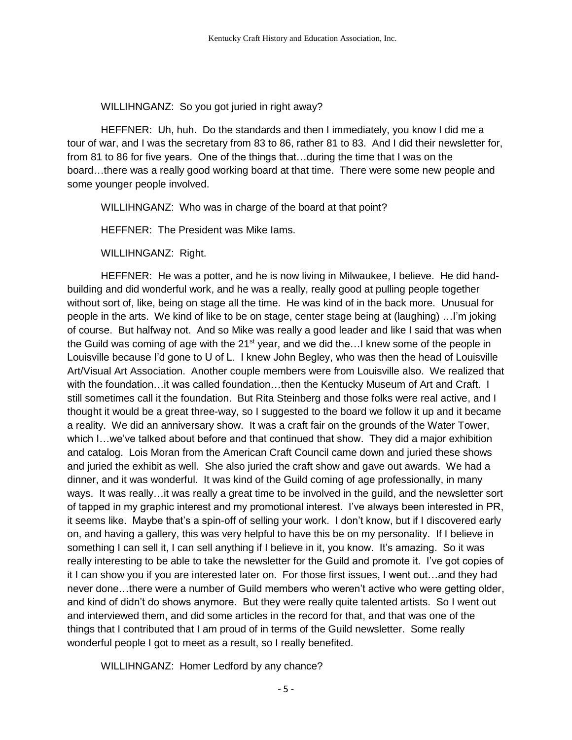WILLIHNGANZ: So you got juried in right away?

HEFFNER: Uh, huh. Do the standards and then I immediately, you know I did me a tour of war, and I was the secretary from 83 to 86, rather 81 to 83. And I did their newsletter for, from 81 to 86 for five years. One of the things that…during the time that I was on the board…there was a really good working board at that time. There were some new people and some younger people involved.

WILLIHNGANZ: Who was in charge of the board at that point?

HEFFNER: The President was Mike Iams.

WILLIHNGANZ: Right.

HEFFNER: He was a potter, and he is now living in Milwaukee, I believe. He did hand-building and did wonderful work, and he was a really, really good at pulling people together without sort of, like, being on stage all the time. He was kind of in the back more. Unusual for people in the arts. We kind of like to be on stage, center stage being at (laughing) …I'm joking of course. But halfway not. And so Mike was really a good leader and like I said that was when the Guild was coming of age with the 21st year, and we did the…I knew some of the people in Louisville because I'd gone to U of L. I knew John Begley, who was then the head of Louisville Art/Visual Art Association. Another couple members were from Louisville also. We realized that with the foundation…it was called foundation…then the Kentucky Museum of Art and Craft. I still sometimes call it the foundation. But Rita Steinberg and those folks were real active, and I thought it would be a great three-way, so I suggested to the board we follow it up and it became a reality. We did an anniversary show. It was a craft fair on the grounds of the Water Tower, which I…we've talked about before and that continued that show. They did a major exhibition and catalog. Lois Moran from the American Craft Council came down and juried these shows and juried the exhibit as well. She also juried the craft show and gave out awards. We had a dinner, and it was wonderful. It was kind of the Guild coming of age professionally, in many ways. It was really…it was really a great time to be involved in the guild, and the newsletter sort of tapped in my graphic interest and my promotional interest. I've always been interested in PR, it seems like. Maybe that's a spin-off of selling your work. I don't know, but if I discovered early on, and having a gallery, this was very helpful to have this be on my personality. If I believe in something I can sell it, I can sell anything if I believe in it, you know. It's amazing. So it was really interesting to be able to take the newsletter for the Guild and promote it. I've got copies of it I can show you if you are interested later on. For those first issues, I went out…and they had never done…there were a number of Guild members who weren't active who were getting older, and kind of didn't do shows anymore. But they were really quite talented artists. So I went out and interviewed them, and did some articles in the record for that, and that was one of the things that I contributed that I am proud of in terms of the Guild newsletter. Some really wonderful people I got to meet as a result, so I really benefited.

WILLIHNGANZ: Homer Ledford by any chance?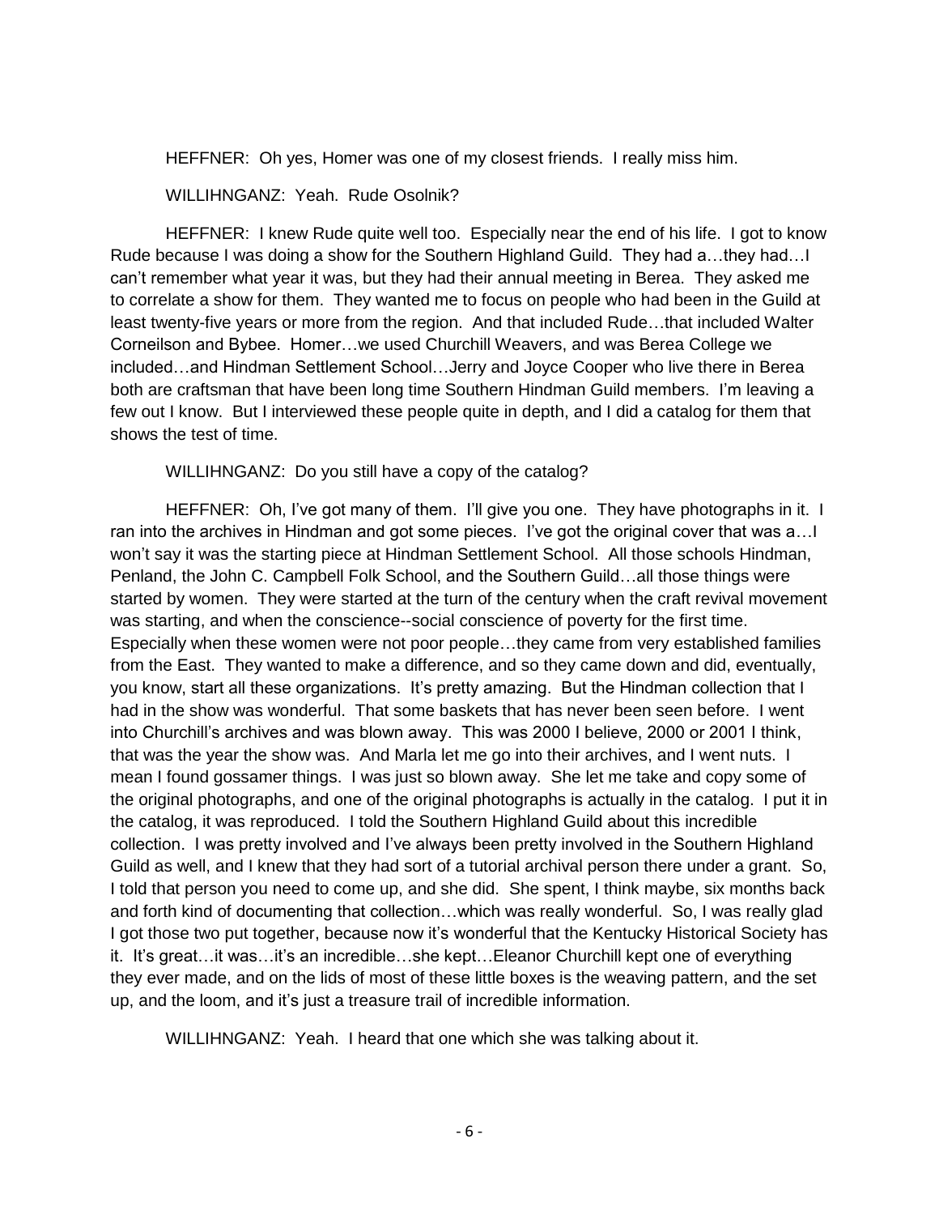HEFFNER: Oh yes, Homer was one of my closest friends. I really miss him.

WILLIHNGANZ: Yeah. Rude Osolnik?

HEFFNER: I knew Rude quite well too. Especially near the end of his life. I got to know Rude because I was doing a show for the Southern Highland Guild. They had a…they had…I can't remember what year it was, but they had their annual meeting in Berea. They asked me to correlate a show for them. They wanted me to focus on people who had been in the Guild at least twenty-five years or more from the region. And that included Rude…that included Walter Corneilson and Bybee. Homer…we used Churchill Weavers, and was Berea College we included…and Hindman Settlement School…Jerry and Joyce Cooper who live there in Berea both are craftsman that have been long time Southern Hindman Guild members. I'm leaving a few out I know. But I interviewed these people quite in depth, and I did a catalog for them that shows the test of time.

WILLIHNGANZ: Do you still have a copy of the catalog?

HEFFNER: Oh, I've got many of them. I'll give you one. They have photographs in it. I ran into the archives in Hindman and got some pieces. I've got the original cover that was a…I won't say it was the starting piece at Hindman Settlement School. All those schools Hindman, Penland, the John C. Campbell Folk School, and the Southern Guild…all those things were started by women. They were started at the turn of the century when the craft revival movement was starting, and when the conscience--social conscience of poverty for the first time. Especially when these women were not poor people…they came from very established families from the East. They wanted to make a difference, and so they came down and did, eventually, you know, start all these organizations. It's pretty amazing. But the Hindman collection that I had in the show was wonderful. That some baskets that has never been seen before. I went into Churchill's archives and was blown away. This was 2000 I believe, 2000 or 2001 I think, that was the year the show was. And Marla let me go into their archives, and I went nuts. I mean I found gossamer things. I was just so blown away. She let me take and copy some of the original photographs, and one of the original photographs is actually in the catalog. I put it in the catalog, it was reproduced. I told the Southern Highland Guild about this incredible collection. I was pretty involved and I've always been pretty involved in the Southern Highland Guild as well, and I knew that they had sort of a tutorial archival person there under a grant. So, I told that person you need to come up, and she did. She spent, I think maybe, six months back and forth kind of documenting that collection…which was really wonderful. So, I was really glad I got those two put together, because now it's wonderful that the Kentucky Historical Society has it. It's great…it was…it's an incredible…she kept…Eleanor Churchill kept one of everything they ever made, and on the lids of most of these little boxes is the weaving pattern, and the set up, and the loom, and it's just a treasure trail of incredible information.

WILLIHNGANZ: Yeah. I heard that one which she was talking about it.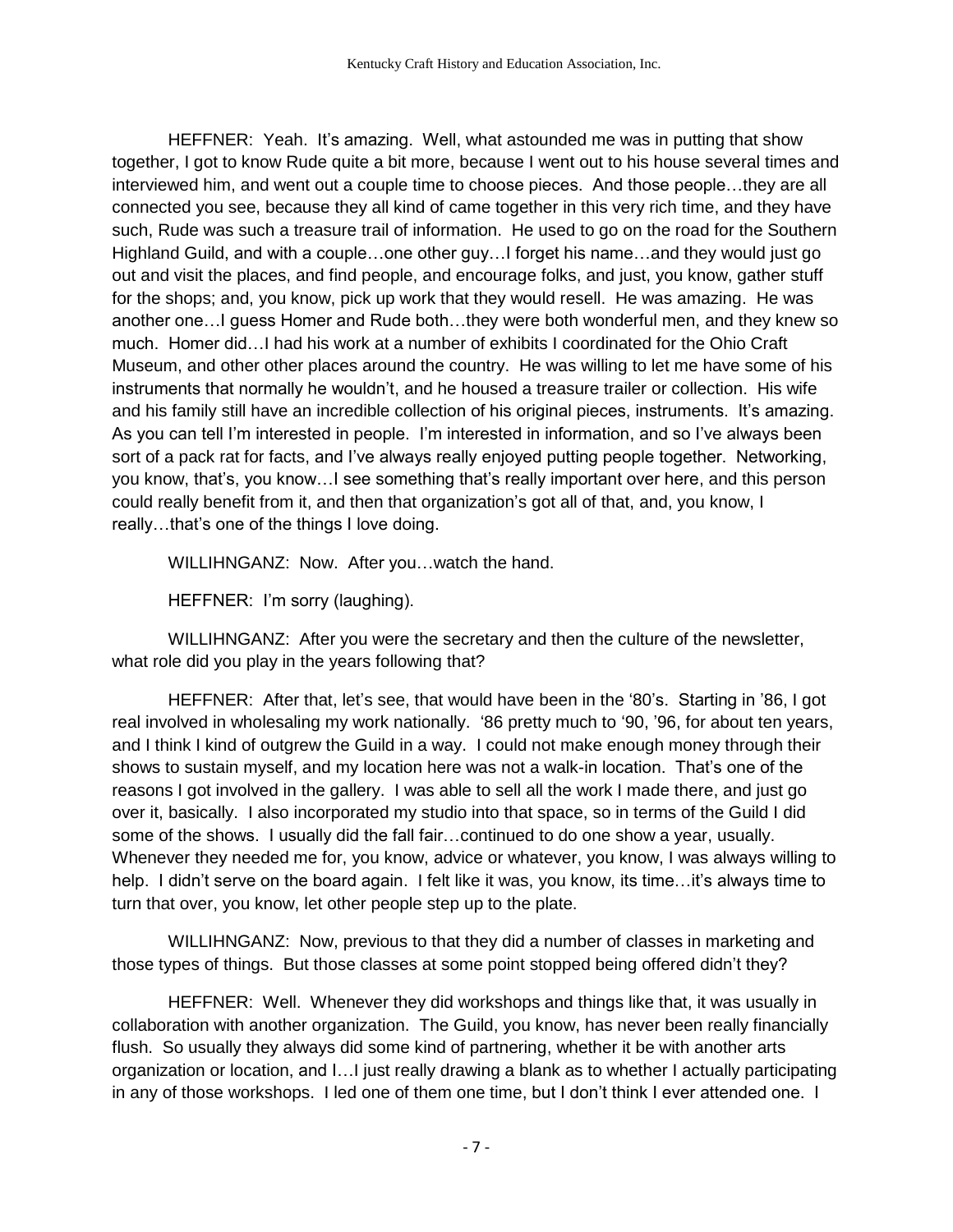HEFFNER: Yeah. It's amazing. Well, what astounded me was in putting that show together, I got to know Rude quite a bit more, because I went out to his house several times and interviewed him, and went out a couple time to choose pieces. And those people…they are all connected you see, because they all kind of came together in this very rich time, and they have such, Rude was such a treasure trail of information. He used to go on the road for the Southern Highland Guild, and with a couple…one other guy…I forget his name…and they would just go out and visit the places, and find people, and encourage folks, and just, you know, gather stuff for the shops; and, you know, pick up work that they would resell. He was amazing. He was another one…I guess Homer and Rude both…they were both wonderful men, and they knew so much. Homer did…I had his work at a number of exhibits I coordinated for the Ohio Craft Museum, and other other places around the country. He was willing to let me have some of his instruments that normally he wouldn't, and he housed a treasure trailer or collection. His wife and his family still have an incredible collection of his original pieces, instruments. It's amazing. As you can tell I'm interested in people. I'm interested in information, and so I've always been sort of a pack rat for facts, and I've always really enjoyed putting people together. Networking, you know, that's, you know…I see something that's really important over here, and this person could really benefit from it, and then that organization's got all of that, and, you know, I really…that's one of the things I love doing.

WILLIHNGANZ: Now. After you…watch the hand.

HEFFNER: I'm sorry (laughing).

WILLIHNGANZ: After you were the secretary and then the culture of the newsletter, what role did you play in the years following that?

HEFFNER: After that, let's see, that would have been in the '80's. Starting in '86, I got real involved in wholesaling my work nationally. '86 pretty much to '90, '96, for about ten years, and I think I kind of outgrew the Guild in a way. I could not make enough money through their shows to sustain myself, and my location here was not a walk-in location. That's one of the reasons I got involved in the gallery. I was able to sell all the work I made there, and just go over it, basically. I also incorporated my studio into that space, so in terms of the Guild I did some of the shows. I usually did the fall fair…continued to do one show a year, usually. Whenever they needed me for, you know, advice or whatever, you know, I was always willing to help. I didn't serve on the board again. I felt like it was, you know, its time…it's always time to turn that over, you know, let other people step up to the plate.

WILLIHNGANZ: Now, previous to that they did a number of classes in marketing and those types of things. But those classes at some point stopped being offered didn't they?

HEFFNER: Well. Whenever they did workshops and things like that, it was usually in collaboration with another organization. The Guild, you know, has never been really financially flush. So usually they always did some kind of partnering, whether it be with another arts organization or location, and I…I just really drawing a blank as to whether I actually participating in any of those workshops. I led one of them one time, but I don't think I ever attended one. I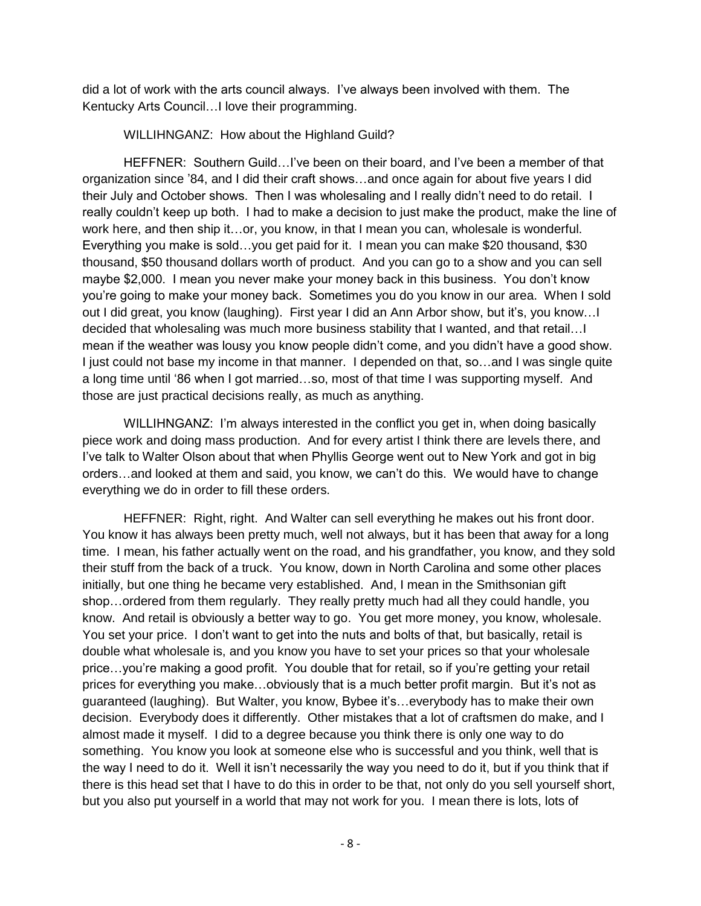did a lot of work with the arts council always. I've always been involved with them. The Kentucky Arts Council…I love their programming.

WILLIHNGANZ: How about the Highland Guild?

HEFFNER: Southern Guild…I've been on their board, and I've been a member of that organization since '84, and I did their craft shows…and once again for about five years I did their July and October shows. Then I was wholesaling and I really didn't need to do retail. I really couldn't keep up both. I had to make a decision to just make the product, make the line of work here, and then ship it…or, you know, in that I mean you can, wholesale is wonderful. Everything you make is sold…you get paid for it. I mean you can make $20 thousand, $30 thousand, $50 thousand dollars worth of product. And you can go to a show and you can sell maybe $2,000. I mean you never make your money back in this business. You don't know you're going to make your money back. Sometimes you do you know in our area. When I sold out I did great, you know (laughing). First year I did an Ann Arbor show, but it's, you know…I decided that wholesaling was much more business stability that I wanted, and that retail…I mean if the weather was lousy you know people didn't come, and you didn't have a good show. I just could not base my income in that manner. I depended on that, so…and I was single quite a long time until '86 when I got married…so, most of that time I was supporting myself. And those are just practical decisions really, as much as anything.

WILLIHNGANZ: I'm always interested in the conflict you get in, when doing basically piece work and doing mass production. And for every artist I think there are levels there, and I've talk to Walter Olson about that when Phyllis George went out to New York and got in big orders…and looked at them and said, you know, we can't do this. We would have to change everything we do in order to fill these orders.

HEFFNER: Right, right. And Walter can sell everything he makes out his front door. You know it has always been pretty much, well not always, but it has been that away for a long time. I mean, his father actually went on the road, and his grandfather, you know, and they sold their stuff from the back of a truck. You know, down in North Carolina and some other places initially, but one thing he became very established. And, I mean in the Smithsonian gift shop…ordered from them regularly. They really pretty much had all they could handle, you know. And retail is obviously a better way to go. You get more money, you know, wholesale. You set your price. I don't want to get into the nuts and bolts of that, but basically, retail is double what wholesale is, and you know you have to set your prices so that your wholesale price…you're making a good profit. You double that for retail, so if you're getting your retail prices for everything you make…obviously that is a much better profit margin. But it's not as guaranteed (laughing). But Walter, you know, Bybee it's…everybody has to make their own decision. Everybody does it differently. Other mistakes that a lot of craftsmen do make, and I almost made it myself. I did to a degree because you think there is only one way to do something. You know you look at someone else who is successful and you think, well that is the way I need to do it. Well it isn't necessarily the way you need to do it, but if you think that if there is this head set that I have to do this in order to be that, not only do you sell yourself short, but you also put yourself in a world that may not work for you. I mean there is lots, lots of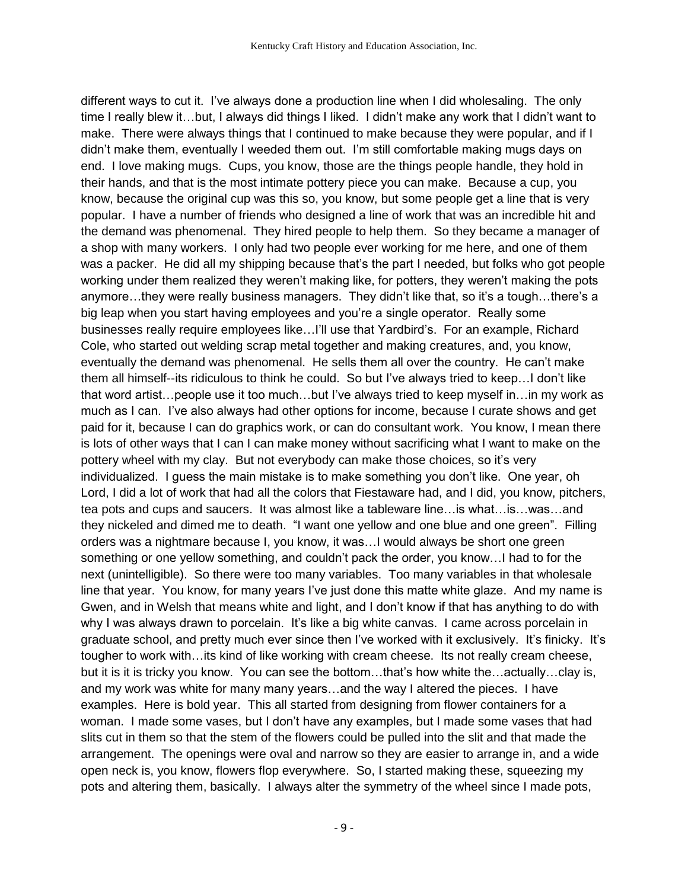different ways to cut it. I've always done a production line when I did wholesaling. The only time I really blew it…but, I always did things I liked. I didn't make any work that I didn't want to make. There were always things that I continued to make because they were popular, and if I didn't make them, eventually I weeded them out. I'm still comfortable making mugs days on end. I love making mugs. Cups, you know, those are the things people handle, they hold in their hands, and that is the most intimate pottery piece you can make. Because a cup, you know, because the original cup was this so, you know, but some people get a line that is very popular. I have a number of friends who designed a line of work that was an incredible hit and the demand was phenomenal. They hired people to help them. So they became a manager of a shop with many workers. I only had two people ever working for me here, and one of them was a packer. He did all my shipping because that's the part I needed, but folks who got people working under them realized they weren't making like, for potters, they weren't making the pots anymore…they were really business managers. They didn't like that, so it's a tough…there's a big leap when you start having employees and you're a single operator. Really some businesses really require employees like…I'll use that Yardbird's. For an example, Richard Cole, who started out welding scrap metal together and making creatures, and, you know, eventually the demand was phenomenal. He sells them all over the country. He can't make them all himself--its ridiculous to think he could. So but I've always tried to keep…I don't like that word artist…people use it too much…but I've always tried to keep myself in…in my work as much as I can. I've also always had other options for income, because I curate shows and get paid for it, because I can do graphics work, or can do consultant work. You know, I mean there is lots of other ways that I can I can make money without sacrificing what I want to make on the pottery wheel with my clay. But not everybody can make those choices, so it's very individualized. I guess the main mistake is to make something you don't like. One year, oh Lord, I did a lot of work that had all the colors that Fiestaware had, and I did, you know, pitchers, tea pots and cups and saucers. It was almost like a tableware line…is what…is…was…and they nickeled and dimed me to death. "I want one yellow and one blue and one green". Filling orders was a nightmare because I, you know, it was…I would always be short one green something or one yellow something, and couldn't pack the order, you know…I had to for the next (unintelligible). So there were too many variables. Too many variables in that wholesale line that year. You know, for many years I've just done this matte white glaze. And my name is Gwen, and in Welsh that means white and light, and I don't know if that has anything to do with why I was always drawn to porcelain. It's like a big white canvas. I came across porcelain in graduate school, and pretty much ever since then I've worked with it exclusively. It's finicky. It's tougher to work with…its kind of like working with cream cheese. Its not really cream cheese, but it is it is tricky you know. You can see the bottom…that's how white the…actually…clay is, and my work was white for many many years…and the way I altered the pieces. I have examples. Here is bold year. This all started from designing from flower containers for a woman. I made some vases, but I don't have any examples, but I made some vases that had slits cut in them so that the stem of the flowers could be pulled into the slit and that made the arrangement. The openings were oval and narrow so they are easier to arrange in, and a wide open neck is, you know, flowers flop everywhere. So, I started making these, squeezing my pots and altering them, basically. I always alter the symmetry of the wheel since I made pots,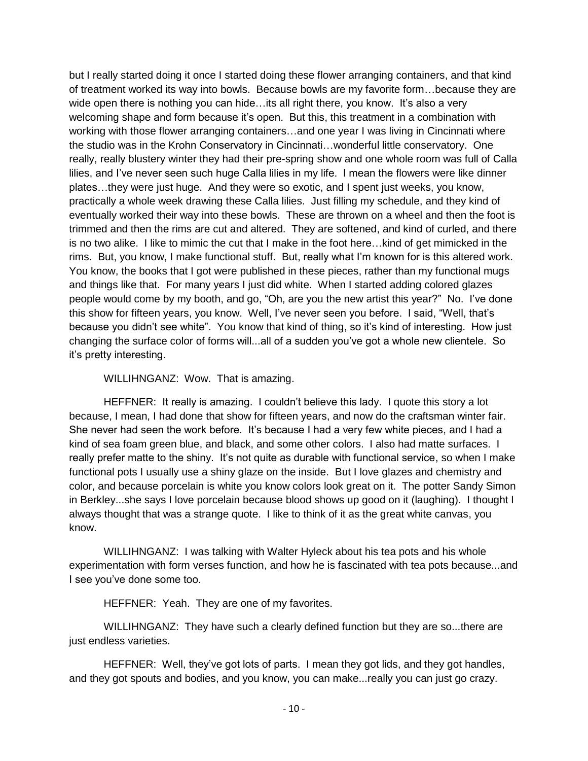but I really started doing it once I started doing these flower arranging containers, and that kind of treatment worked its way into bowls. Because bowls are my favorite form…because they are wide open there is nothing you can hide…its all right there, you know. It's also a very welcoming shape and form because it's open. But this, this treatment in a combination with working with those flower arranging containers…and one year I was living in Cincinnati where the studio was in the Krohn Conservatory in Cincinnati…wonderful little conservatory. One really, really blustery winter they had their pre-spring show and one whole room was full of Calla lilies, and I've never seen such huge Calla lilies in my life. I mean the flowers were like dinner plates…they were just huge. And they were so exotic, and I spent just weeks, you know, practically a whole week drawing these Calla lilies. Just filling my schedule, and they kind of eventually worked their way into these bowls. These are thrown on a wheel and then the foot is trimmed and then the rims are cut and altered. They are softened, and kind of curled, and there is no two alike. I like to mimic the cut that I make in the foot here…kind of get mimicked in the rims. But, you know, I make functional stuff. But, really what I'm known for is this altered work. You know, the books that I got were published in these pieces, rather than my functional mugs and things like that. For many years I just did white. When I started adding colored glazes people would come by my booth, and go, "Oh, are you the new artist this year?" No. I've done this show for fifteen years, you know. Well, I've never seen you before. I said, "Well, that's because you didn't see white". You know that kind of thing, so it's kind of interesting. How just changing the surface color of forms will...all of a sudden you've got a whole new clientele. So it's pretty interesting.

WILLIHNGANZ: Wow. That is amazing.

HEFFNER: It really is amazing. I couldn't believe this lady. I quote this story a lot because, I mean, I had done that show for fifteen years, and now do the craftsman winter fair. She never had seen the work before. It's because I had a very few white pieces, and I had a kind of sea foam green blue, and black, and some other colors. I also had matte surfaces. I really prefer matte to the shiny. It's not quite as durable with functional service, so when I make functional pots I usually use a shiny glaze on the inside. But I love glazes and chemistry and color, and because porcelain is white you know colors look great on it. The potter Sandy Simon in Berkley...she says I love porcelain because blood shows up good on it (laughing). I thought I always thought that was a strange quote. I like to think of it as the great white canvas, you know.

WILLIHNGANZ: I was talking with Walter Hyleck about his tea pots and his whole experimentation with form verses function, and how he is fascinated with tea pots because...and I see you've done some too.

HEFFNER: Yeah. They are one of my favorites.

WILLIHNGANZ: They have such a clearly defined function but they are so...there are just endless varieties.

HEFFNER: Well, they've got lots of parts. I mean they got lids, and they got handles, and they got spouts and bodies, and you know, you can make...really you can just go crazy.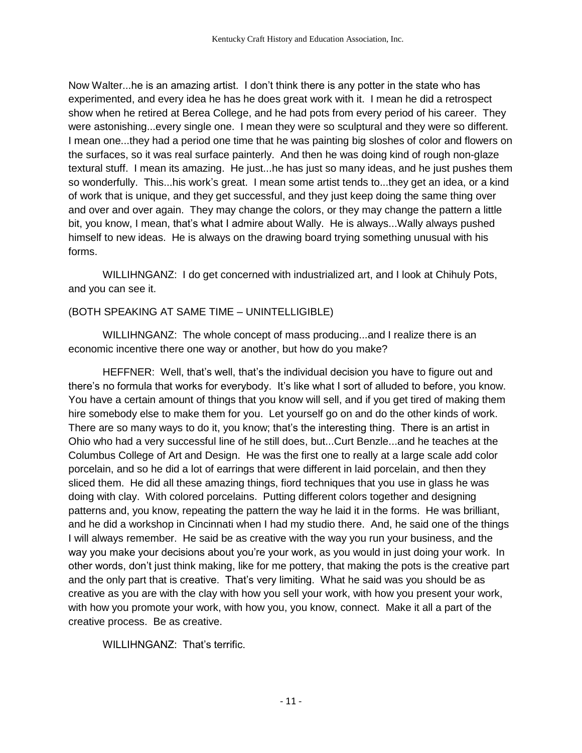Now Walter...he is an amazing artist. I don't think there is any potter in the state who has experimented, and every idea he has he does great work with it. I mean he did a retrospect show when he retired at Berea College, and he had pots from every period of his career. They were astonishing...every single one. I mean they were so sculptural and they were so different. I mean one...they had a period one time that he was painting big sloshes of color and flowers on the surfaces, so it was real surface painterly. And then he was doing kind of rough non-glaze textural stuff. I mean its amazing. He just...he has just so many ideas, and he just pushes them so wonderfully. This...his work's great. I mean some artist tends to...they get an idea, or a kind of work that is unique, and they get successful, and they just keep doing the same thing over and over and over again. They may change the colors, or they may change the pattern a little bit, you know, I mean, that's what I admire about Wally. He is always...Wally always pushed himself to new ideas. He is always on the drawing board trying something unusual with his forms.

WILLIHNGANZ: I do get concerned with industrialized art, and I look at Chihuly Pots, and you can see it.

(BOTH SPEAKING AT SAME TIME – UNINTELLIGIBLE)

WILLIHNGANZ: The whole concept of mass producing...and I realize there is an economic incentive there one way or another, but how do you make?

HEFFNER: Well, that's well, that's the individual decision you have to figure out and there's no formula that works for everybody. It's like what I sort of alluded to before, you know. You have a certain amount of things that you know will sell, and if you get tired of making them hire somebody else to make them for you. Let yourself go on and do the other kinds of work. There are so many ways to do it, you know; that's the interesting thing. There is an artist in Ohio who had a very successful line of he still does, but...Curt Benzle...and he teaches at the Columbus College of Art and Design. He was the first one to really at a large scale add color porcelain, and so he did a lot of earrings that were different in laid porcelain, and then they sliced them. He did all these amazing things, fiord techniques that you use in glass he was doing with clay. With colored porcelains. Putting different colors together and designing patterns and, you know, repeating the pattern the way he laid it in the forms. He was brilliant, and he did a workshop in Cincinnati when I had my studio there. And, he said one of the things I will always remember. He said be as creative with the way you run your business, and the way you make your decisions about you're your work, as you would in just doing your work. In other words, don't just think making, like for me pottery, that making the pots is the creative part and the only part that is creative. That's very limiting. What he said was you should be as creative as you are with the clay with how you sell your work, with how you present your work, with how you promote your work, with how you, you know, connect. Make it all a part of the creative process. Be as creative.

WILLIHNGANZ: That's terrific.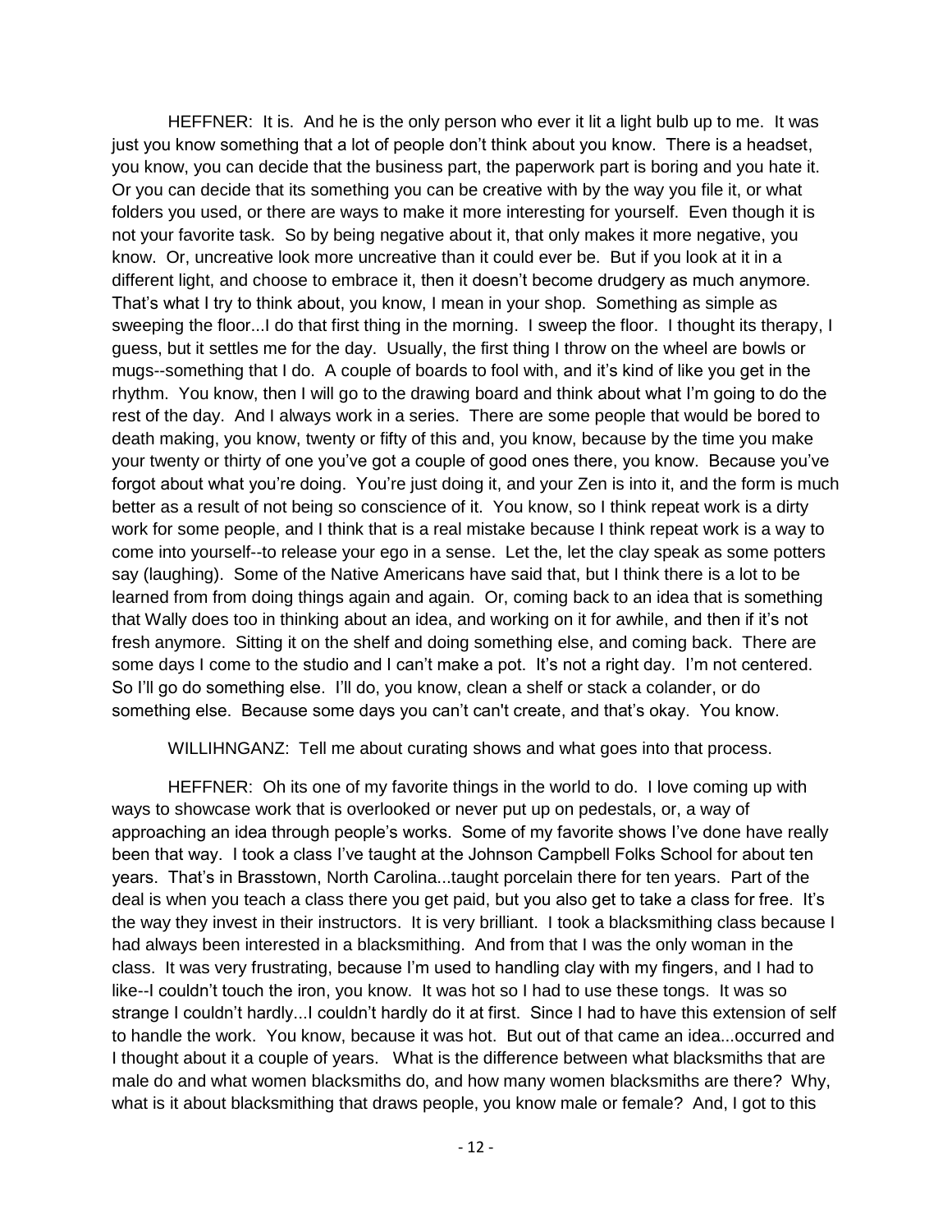HEFFNER: It is. And he is the only person who ever it lit a light bulb up to me. It was just you know something that a lot of people don't think about you know. There is a headset, you know, you can decide that the business part, the paperwork part is boring and you hate it. Or you can decide that its something you can be creative with by the way you file it, or what folders you used, or there are ways to make it more interesting for yourself. Even though it is not your favorite task. So by being negative about it, that only makes it more negative, you know. Or, uncreative look more uncreative than it could ever be. But if you look at it in a different light, and choose to embrace it, then it doesn't become drudgery as much anymore. That's what I try to think about, you know, I mean in your shop. Something as simple as sweeping the floor...I do that first thing in the morning. I sweep the floor. I thought its therapy, I guess, but it settles me for the day. Usually, the first thing I throw on the wheel are bowls or mugs--something that I do. A couple of boards to fool with, and it's kind of like you get in the rhythm. You know, then I will go to the drawing board and think about what I'm going to do the rest of the day. And I always work in a series. There are some people that would be bored to death making, you know, twenty or fifty of this and, you know, because by the time you make your twenty or thirty of one you've got a couple of good ones there, you know. Because you've forgot about what you're doing. You're just doing it, and your Zen is into it, and the form is much better as a result of not being so conscience of it. You know, so I think repeat work is a dirty work for some people, and I think that is a real mistake because I think repeat work is a way to come into yourself--to release your ego in a sense. Let the, let the clay speak as some potters say (laughing). Some of the Native Americans have said that, but I think there is a lot to be learned from from doing things again and again. Or, coming back to an idea that is something that Wally does too in thinking about an idea, and working on it for awhile, and then if it's not fresh anymore. Sitting it on the shelf and doing something else, and coming back. There are some days I come to the studio and I can't make a pot. It's not a right day. I'm not centered. So I'll go do something else. I'll do, you know, clean a shelf or stack a colander, or do something else. Because some days you can't can't create, and that's okay. You know.

WILLIHNGANZ: Tell me about curating shows and what goes into that process.

HEFFNER: Oh its one of my favorite things in the world to do. I love coming up with ways to showcase work that is overlooked or never put up on pedestals, or, a way of approaching an idea through people's works. Some of my favorite shows I've done have really been that way. I took a class I've taught at the Johnson Campbell Folks School for about ten years. That's in Brasstown, North Carolina...taught porcelain there for ten years. Part of the deal is when you teach a class there you get paid, but you also get to take a class for free. It's the way they invest in their instructors. It is very brilliant. I took a blacksmithing class because I had always been interested in a blacksmithing. And from that I was the only woman in the class. It was very frustrating, because I'm used to handling clay with my fingers, and I had to like--I couldn't touch the iron, you know. It was hot so I had to use these tongs. It was so strange I couldn't hardly...I couldn't hardly do it at first. Since I had to have this extension of self to handle the work. You know, because it was hot. But out of that came an idea...occurred and I thought about it a couple of years. What is the difference between what blacksmiths that are male do and what women blacksmiths do, and how many women blacksmiths are there? Why, what is it about blacksmithing that draws people, you know male or female? And, I got to this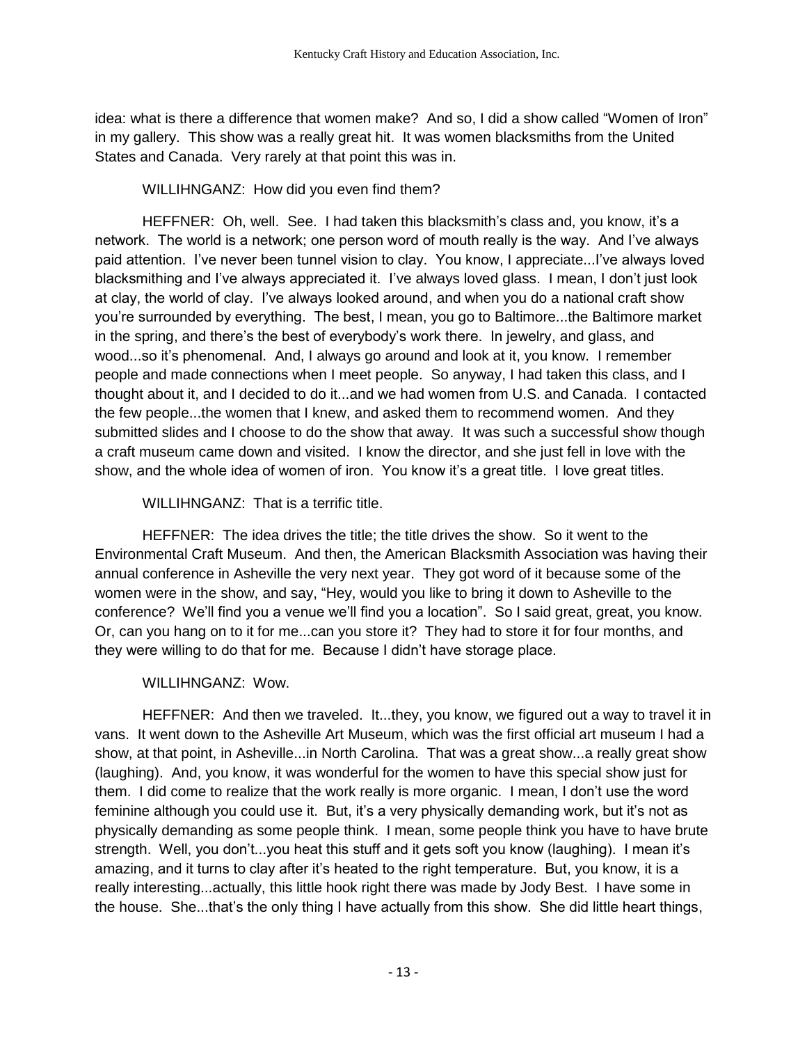idea: what is there a difference that women make? And so, I did a show called "Women of Iron" in my gallery. This show was a really great hit. It was women blacksmiths from the United States and Canada. Very rarely at that point this was in.

WILLIHNGANZ: How did you even find them?

HEFFNER: Oh, well. See. I had taken this blacksmith's class and, you know, it's a network. The world is a network; one person word of mouth really is the way. And I've always paid attention. I've never been tunnel vision to clay. You know, I appreciate...I've always loved blacksmithing and I've always appreciated it. I've always loved glass. I mean, I don't just look at clay, the world of clay. I've always looked around, and when you do a national craft show you're surrounded by everything. The best, I mean, you go to Baltimore...the Baltimore market in the spring, and there's the best of everybody's work there. In jewelry, and glass, and wood...so it's phenomenal. And, I always go around and look at it, you know. I remember people and made connections when I meet people. So anyway, I had taken this class, and I thought about it, and I decided to do it...and we had women from U.S. and Canada. I contacted the few people...the women that I knew, and asked them to recommend women. And they submitted slides and I choose to do the show that away. It was such a successful show though a craft museum came down and visited. I know the director, and she just fell in love with the show, and the whole idea of women of iron. You know it's a great title. I love great titles.

WILLIHNGANZ: That is a terrific title.

HEFFNER: The idea drives the title; the title drives the show. So it went to the Environmental Craft Museum. And then, the American Blacksmith Association was having their annual conference in Asheville the very next year. They got word of it because some of the women were in the show, and say, "Hey, would you like to bring it down to Asheville to the conference? We'll find you a venue we'll find you a location". So I said great, great, you know. Or, can you hang on to it for me...can you store it? They had to store it for four months, and they were willing to do that for me. Because I didn't have storage place.

WILLIHNGANZ: Wow.

HEFFNER: And then we traveled. It...they, you know, we figured out a way to travel it in vans. It went down to the Asheville Art Museum, which was the first official art museum I had a show, at that point, in Asheville...in North Carolina. That was a great show...a really great show (laughing). And, you know, it was wonderful for the women to have this special show just for them. I did come to realize that the work really is more organic. I mean, I don't use the word feminine although you could use it. But, it's a very physically demanding work, but it's not as physically demanding as some people think. I mean, some people think you have to have brute strength. Well, you don't...you heat this stuff and it gets soft you know (laughing). I mean it's amazing, and it turns to clay after it's heated to the right temperature. But, you know, it is a really interesting...actually, this little hook right there was made by Jody Best. I have some in the house. She...that's the only thing I have actually from this show. She did little heart things,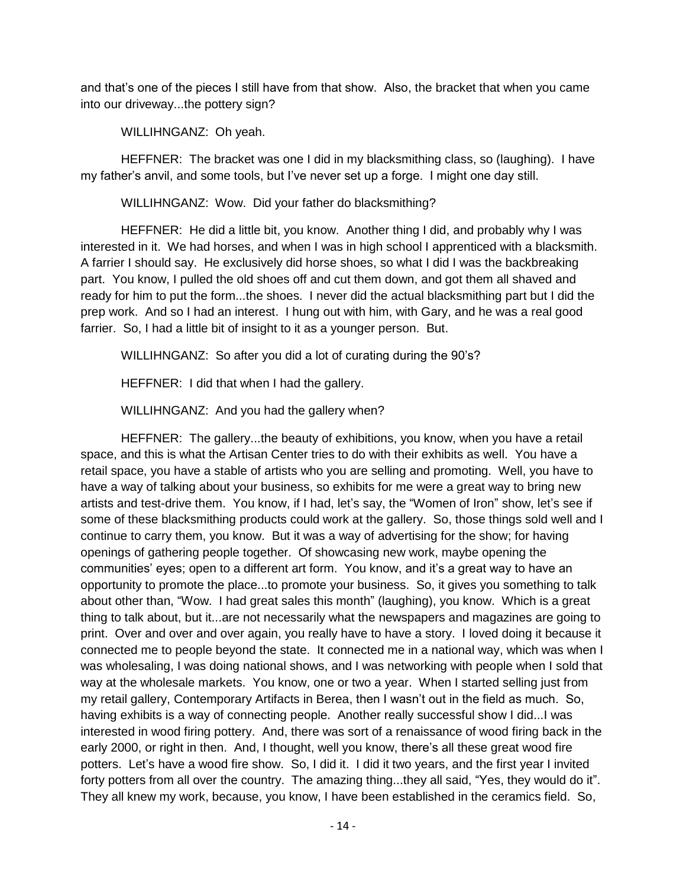and that's one of the pieces I still have from that show. Also, the bracket that when you came into our driveway...the pottery sign?

WILLIHNGANZ: Oh yeah.

HEFFNER: The bracket was one I did in my blacksmithing class, so (laughing). I have my father's anvil, and some tools, but I've never set up a forge. I might one day still.

WILLIHNGANZ: Wow. Did your father do blacksmithing?

HEFFNER: He did a little bit, you know. Another thing I did, and probably why I was interested in it. We had horses, and when I was in high school I apprenticed with a blacksmith. A farrier I should say. He exclusively did horse shoes, so what I did I was the backbreaking part. You know, I pulled the old shoes off and cut them down, and got them all shaved and ready for him to put the form...the shoes. I never did the actual blacksmithing part but I did the prep work. And so I had an interest. I hung out with him, with Gary, and he was a real good farrier. So, I had a little bit of insight to it as a younger person. But.

WILLIHNGANZ: So after you did a lot of curating during the 90's?

HEFFNER: I did that when I had the gallery.

WILLIHNGANZ: And you had the gallery when?

HEFFNER: The gallery...the beauty of exhibitions, you know, when you have a retail space, and this is what the Artisan Center tries to do with their exhibits as well. You have a retail space, you have a stable of artists who you are selling and promoting. Well, you have to have a way of talking about your business, so exhibits for me were a great way to bring new artists and test-drive them. You know, if I had, let's say, the "Women of Iron" show, let's see if some of these blacksmithing products could work at the gallery. So, those things sold well and I continue to carry them, you know. But it was a way of advertising for the show; for having openings of gathering people together. Of showcasing new work, maybe opening the communities' eyes; open to a different art form. You know, and it's a great way to have an opportunity to promote the place...to promote your business. So, it gives you something to talk about other than, "Wow. I had great sales this month" (laughing), you know. Which is a great thing to talk about, but it...are not necessarily what the newspapers and magazines are going to print. Over and over and over again, you really have to have a story. I loved doing it because it connected me to people beyond the state. It connected me in a national way, which was when I was wholesaling, I was doing national shows, and I was networking with people when I sold that way at the wholesale markets. You know, one or two a year. When I started selling just from my retail gallery, Contemporary Artifacts in Berea, then I wasn't out in the field as much. So, having exhibits is a way of connecting people. Another really successful show I did...I was interested in wood firing pottery. And, there was sort of a renaissance of wood firing back in the early 2000, or right in then. And, I thought, well you know, there's all these great wood fire potters. Let's have a wood fire show. So, I did it. I did it two years, and the first year I invited forty potters from all over the country. The amazing thing...they all said, "Yes, they would do it". They all knew my work, because, you know, I have been established in the ceramics field. So,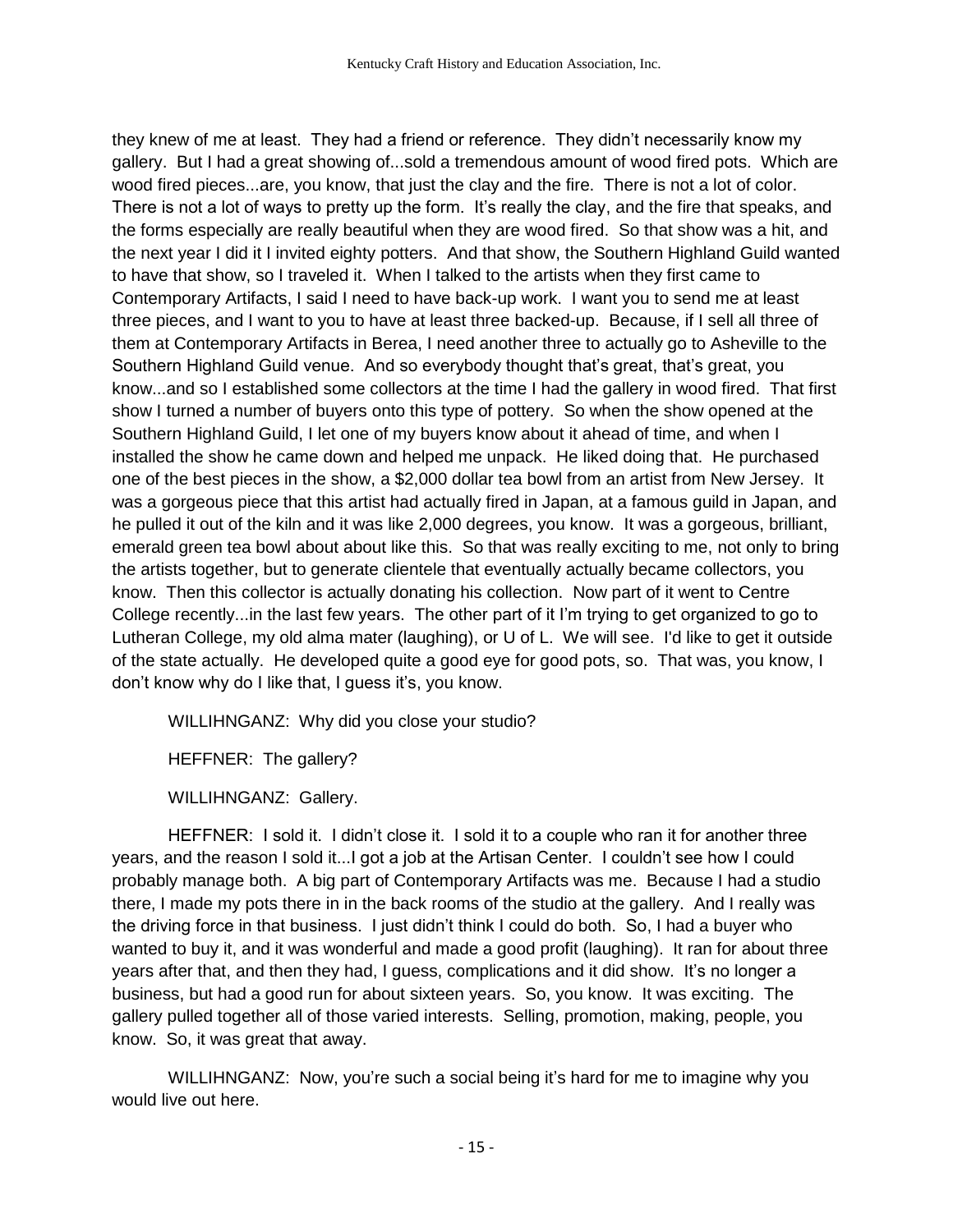they knew of me at least. They had a friend or reference. They didn't necessarily know my gallery. But I had a great showing of...sold a tremendous amount of wood fired pots. Which are wood fired pieces...are, you know, that just the clay and the fire. There is not a lot of color. There is not a lot of ways to pretty up the form. It's really the clay, and the fire that speaks, and the forms especially are really beautiful when they are wood fired. So that show was a hit, and the next year I did it I invited eighty potters. And that show, the Southern Highland Guild wanted to have that show, so I traveled it. When I talked to the artists when they first came to Contemporary Artifacts, I said I need to have back-up work. I want you to send me at least three pieces, and I want to you to have at least three backed-up. Because, if I sell all three of them at Contemporary Artifacts in Berea, I need another three to actually go to Asheville to the Southern Highland Guild venue. And so everybody thought that's great, that's great, you know...and so I established some collectors at the time I had the gallery in wood fired. That first show I turned a number of buyers onto this type of pottery. So when the show opened at the Southern Highland Guild, I let one of my buyers know about it ahead of time, and when I installed the show he came down and helped me unpack. He liked doing that. He purchased one of the best pieces in the show, a $2,000 dollar tea bowl from an artist from New Jersey. It was a gorgeous piece that this artist had actually fired in Japan, at a famous guild in Japan, and he pulled it out of the kiln and it was like 2,000 degrees, you know. It was a gorgeous, brilliant, emerald green tea bowl about about like this. So that was really exciting to me, not only to bring the artists together, but to generate clientele that eventually actually became collectors, you know. Then this collector is actually donating his collection. Now part of it went to Centre College recently...in the last few years. The other part of it I'm trying to get organized to go to Lutheran College, my old alma mater (laughing), or U of L. We will see. I'd like to get it outside of the state actually. He developed quite a good eye for good pots, so. That was, you know, I don't know why do I like that, I guess it's, you know.

WILLIHNGANZ: Why did you close your studio?

HEFFNER: The gallery?

WILLIHNGANZ: Gallery.

HEFFNER: I sold it. I didn't close it. I sold it to a couple who ran it for another three years, and the reason I sold it...I got a job at the Artisan Center. I couldn't see how I could probably manage both. A big part of Contemporary Artifacts was me. Because I had a studio there, I made my pots there in in the back rooms of the studio at the gallery. And I really was the driving force in that business. I just didn't think I could do both. So, I had a buyer who wanted to buy it, and it was wonderful and made a good profit (laughing). It ran for about three years after that, and then they had, I guess, complications and it did show. It's no longer a business, but had a good run for about sixteen years. So, you know. It was exciting. The gallery pulled together all of those varied interests. Selling, promotion, making, people, you know. So, it was great that away.

WILLIHNGANZ: Now, you're such a social being it's hard for me to imagine why you would live out here.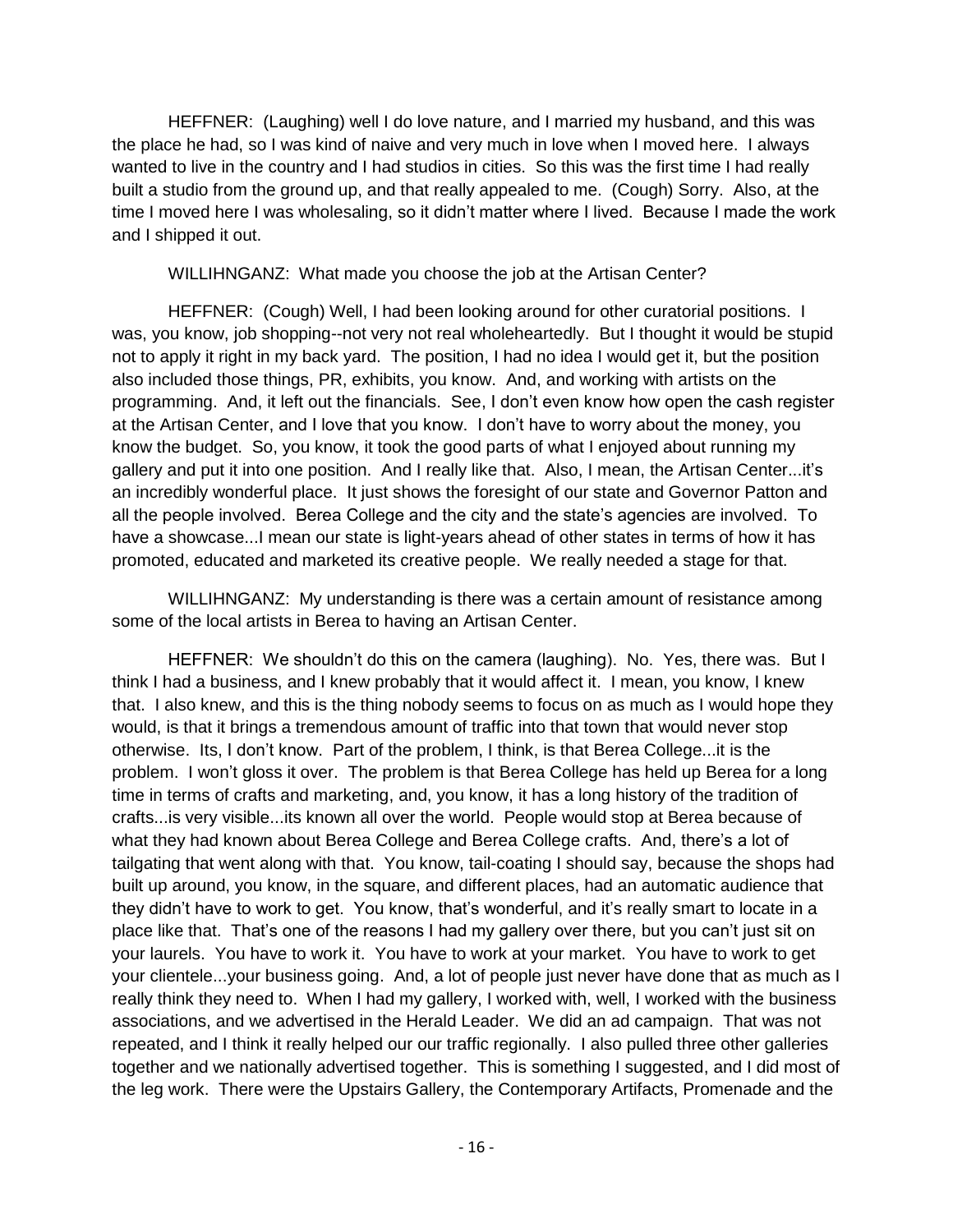HEFFNER: (Laughing) well I do love nature, and I married my husband, and this was the place he had, so I was kind of naive and very much in love when I moved here. I always wanted to live in the country and I had studios in cities. So this was the first time I had really built a studio from the ground up, and that really appealed to me. (Cough) Sorry. Also, at the time I moved here I was wholesaling, so it didn't matter where I lived. Because I made the work and I shipped it out.

WILLIHNGANZ: What made you choose the job at the Artisan Center?

HEFFNER: (Cough) Well, I had been looking around for other curatorial positions. I was, you know, job shopping--not very not real wholeheartedly. But I thought it would be stupid not to apply it right in my back yard. The position, I had no idea I would get it, but the position also included those things, PR, exhibits, you know. And, and working with artists on the programming. And, it left out the financials. See, I don't even know how open the cash register at the Artisan Center, and I love that you know. I don't have to worry about the money, you know the budget. So, you know, it took the good parts of what I enjoyed about running my gallery and put it into one position. And I really like that. Also, I mean, the Artisan Center...it's an incredibly wonderful place. It just shows the foresight of our state and Governor Patton and all the people involved. Berea College and the city and the state's agencies are involved. To have a showcase...I mean our state is light-years ahead of other states in terms of how it has promoted, educated and marketed its creative people. We really needed a stage for that.

WILLIHNGANZ: My understanding is there was a certain amount of resistance among some of the local artists in Berea to having an Artisan Center.

HEFFNER: We shouldn't do this on the camera (laughing). No. Yes, there was. But I think I had a business, and I knew probably that it would affect it. I mean, you know, I knew that. I also knew, and this is the thing nobody seems to focus on as much as I would hope they would, is that it brings a tremendous amount of traffic into that town that would never stop otherwise. Its, I don't know. Part of the problem, I think, is that Berea College...it is the problem. I won't gloss it over. The problem is that Berea College has held up Berea for a long time in terms of crafts and marketing, and, you know, it has a long history of the tradition of crafts...is very visible...its known all over the world. People would stop at Berea because of what they had known about Berea College and Berea College crafts. And, there's a lot of tailgating that went along with that. You know, tail-coating I should say, because the shops had built up around, you know, in the square, and different places, had an automatic audience that they didn't have to work to get. You know, that's wonderful, and it's really smart to locate in a place like that. That's one of the reasons I had my gallery over there, but you can't just sit on your laurels. You have to work it. You have to work at your market. You have to work to get your clientele...your business going. And, a lot of people just never have done that as much as I really think they need to. When I had my gallery, I worked with, well, I worked with the business associations, and we advertised in the Herald Leader. We did an ad campaign. That was not repeated, and I think it really helped our our traffic regionally. I also pulled three other galleries together and we nationally advertised together. This is something I suggested, and I did most of the leg work. There were the Upstairs Gallery, the Contemporary Artifacts, Promenade and the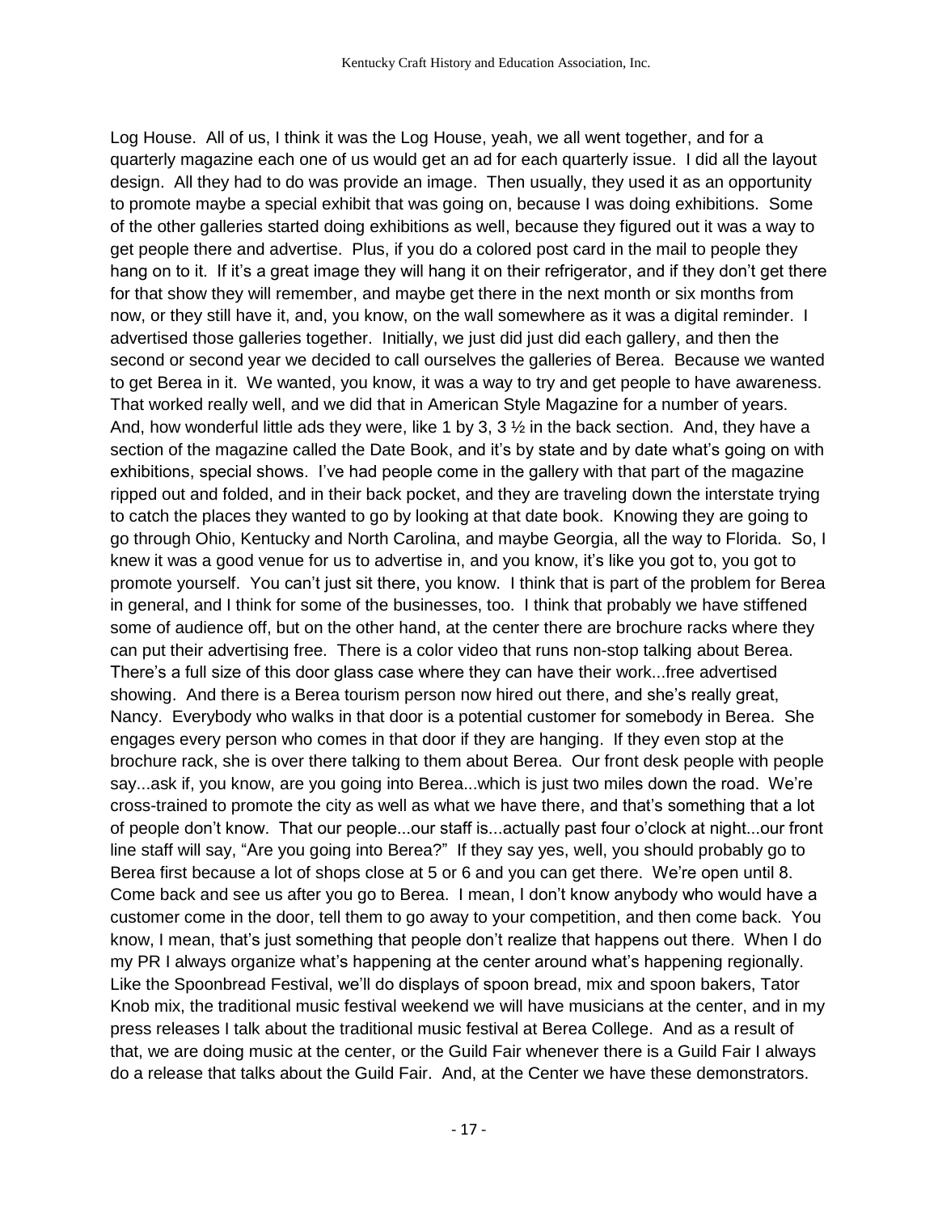Log House. All of us, I think it was the Log House, yeah, we all went together, and for a quarterly magazine each one of us would get an ad for each quarterly issue. I did all the layout design. All they had to do was provide an image. Then usually, they used it as an opportunity to promote maybe a special exhibit that was going on, because I was doing exhibitions. Some of the other galleries started doing exhibitions as well, because they figured out it was a way to get people there and advertise. Plus, if you do a colored post card in the mail to people they hang on to it. If it's a great image they will hang it on their refrigerator, and if they don't get there for that show they will remember, and maybe get there in the next month or six months from now, or they still have it, and, you know, on the wall somewhere as it was a digital reminder. I advertised those galleries together. Initially, we just did just did each gallery, and then the second or second year we decided to call ourselves the galleries of Berea. Because we wanted to get Berea in it. We wanted, you know, it was a way to try and get people to have awareness. That worked really well, and we did that in American Style Magazine for a number of years. And, how wonderful little ads they were, like 1 by 3, 3 ½ in the back section. And, they have a section of the magazine called the Date Book, and it's by state and by date what's going on with exhibitions, special shows. I've had people come in the gallery with that part of the magazine ripped out and folded, and in their back pocket, and they are traveling down the interstate trying to catch the places they wanted to go by looking at that date book. Knowing they are going to go through Ohio, Kentucky and North Carolina, and maybe Georgia, all the way to Florida. So, I knew it was a good venue for us to advertise in, and you know, it's like you got to, you got to promote yourself. You can't just sit there, you know. I think that is part of the problem for Berea in general, and I think for some of the businesses, too. I think that probably we have stiffened some of audience off, but on the other hand, at the center there are brochure racks where they can put their advertising free. There is a color video that runs non-stop talking about Berea. There's a full size of this door glass case where they can have their work...free advertised showing. And there is a Berea tourism person now hired out there, and she's really great, Nancy. Everybody who walks in that door is a potential customer for somebody in Berea. She engages every person who comes in that door if they are hanging. If they even stop at the brochure rack, she is over there talking to them about Berea. Our front desk people with people say...ask if, you know, are you going into Berea...which is just two miles down the road. We're cross-trained to promote the city as well as what we have there, and that's something that a lot of people don't know. That our people...our staff is...actually past four o'clock at night...our front line staff will say, "Are you going into Berea?" If they say yes, well, you should probably go to Berea first because a lot of shops close at 5 or 6 and you can get there. We're open until 8. Come back and see us after you go to Berea. I mean, I don't know anybody who would have a customer come in the door, tell them to go away to your competition, and then come back. You know, I mean, that's just something that people don't realize that happens out there. When I do my PR I always organize what's happening at the center around what's happening regionally. Like the Spoonbread Festival, we'll do displays of spoon bread, mix and spoon bakers, Tator Knob mix, the traditional music festival weekend we will have musicians at the center, and in my press releases I talk about the traditional music festival at Berea College. And as a result of that, we are doing music at the center, or the Guild Fair whenever there is a Guild Fair I always do a release that talks about the Guild Fair. And, at the Center we have these demonstrators.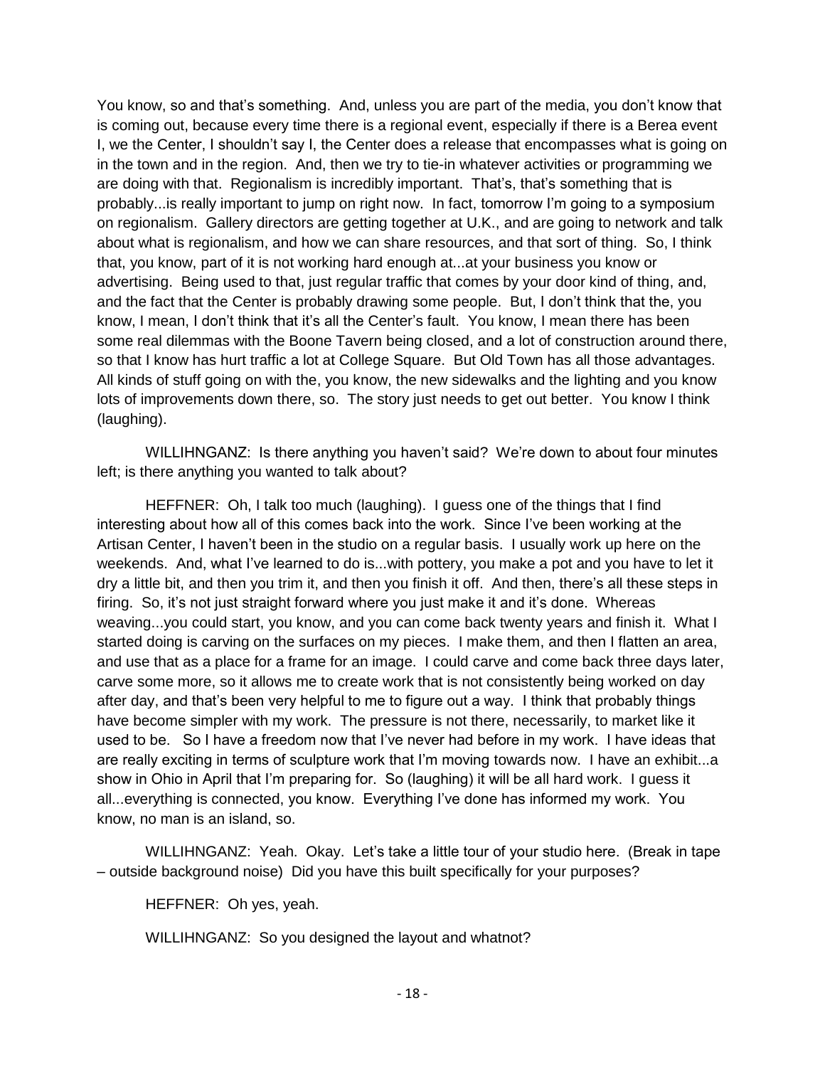You know, so and that's something. And, unless you are part of the media, you don't know that is coming out, because every time there is a regional event, especially if there is a Berea event I, we the Center, I shouldn't say I, the Center does a release that encompasses what is going on in the town and in the region. And, then we try to tie-in whatever activities or programming we are doing with that. Regionalism is incredibly important. That's, that's something that is probably...is really important to jump on right now. In fact, tomorrow I'm going to a symposium on regionalism. Gallery directors are getting together at U.K., and are going to network and talk about what is regionalism, and how we can share resources, and that sort of thing. So, I think that, you know, part of it is not working hard enough at...at your business you know or advertising. Being used to that, just regular traffic that comes by your door kind of thing, and, and the fact that the Center is probably drawing some people. But, I don't think that the, you know, I mean, I don't think that it's all the Center's fault. You know, I mean there has been some real dilemmas with the Boone Tavern being closed, and a lot of construction around there, so that I know has hurt traffic a lot at College Square. But Old Town has all those advantages. All kinds of stuff going on with the, you know, the new sidewalks and the lighting and you know lots of improvements down there, so. The story just needs to get out better. You know I think (laughing).

WILLIHNGANZ: Is there anything you haven't said? We're down to about four minutes left; is there anything you wanted to talk about?

HEFFNER: Oh, I talk too much (laughing). I guess one of the things that I find interesting about how all of this comes back into the work. Since I've been working at the Artisan Center, I haven't been in the studio on a regular basis. I usually work up here on the weekends. And, what I've learned to do is...with pottery, you make a pot and you have to let it dry a little bit, and then you trim it, and then you finish it off. And then, there's all these steps in firing. So, it's not just straight forward where you just make it and it's done. Whereas weaving...you could start, you know, and you can come back twenty years and finish it. What I started doing is carving on the surfaces on my pieces. I make them, and then I flatten an area, and use that as a place for a frame for an image. I could carve and come back three days later, carve some more, so it allows me to create work that is not consistently being worked on day after day, and that's been very helpful to me to figure out a way. I think that probably things have become simpler with my work. The pressure is not there, necessarily, to market like it used to be. So I have a freedom now that I've never had before in my work. I have ideas that are really exciting in terms of sculpture work that I'm moving towards now. I have an exhibit...a show in Ohio in April that I'm preparing for. So (laughing) it will be all hard work. I guess it all...everything is connected, you know. Everything I've done has informed my work. You know, no man is an island, so.

WILLIHNGANZ: Yeah. Okay. Let's take a little tour of your studio here. (Break in tape – outside background noise) Did you have this built specifically for your purposes?

HEFFNER: Oh yes, yeah.

WILLIHNGANZ: So you designed the layout and whatnot?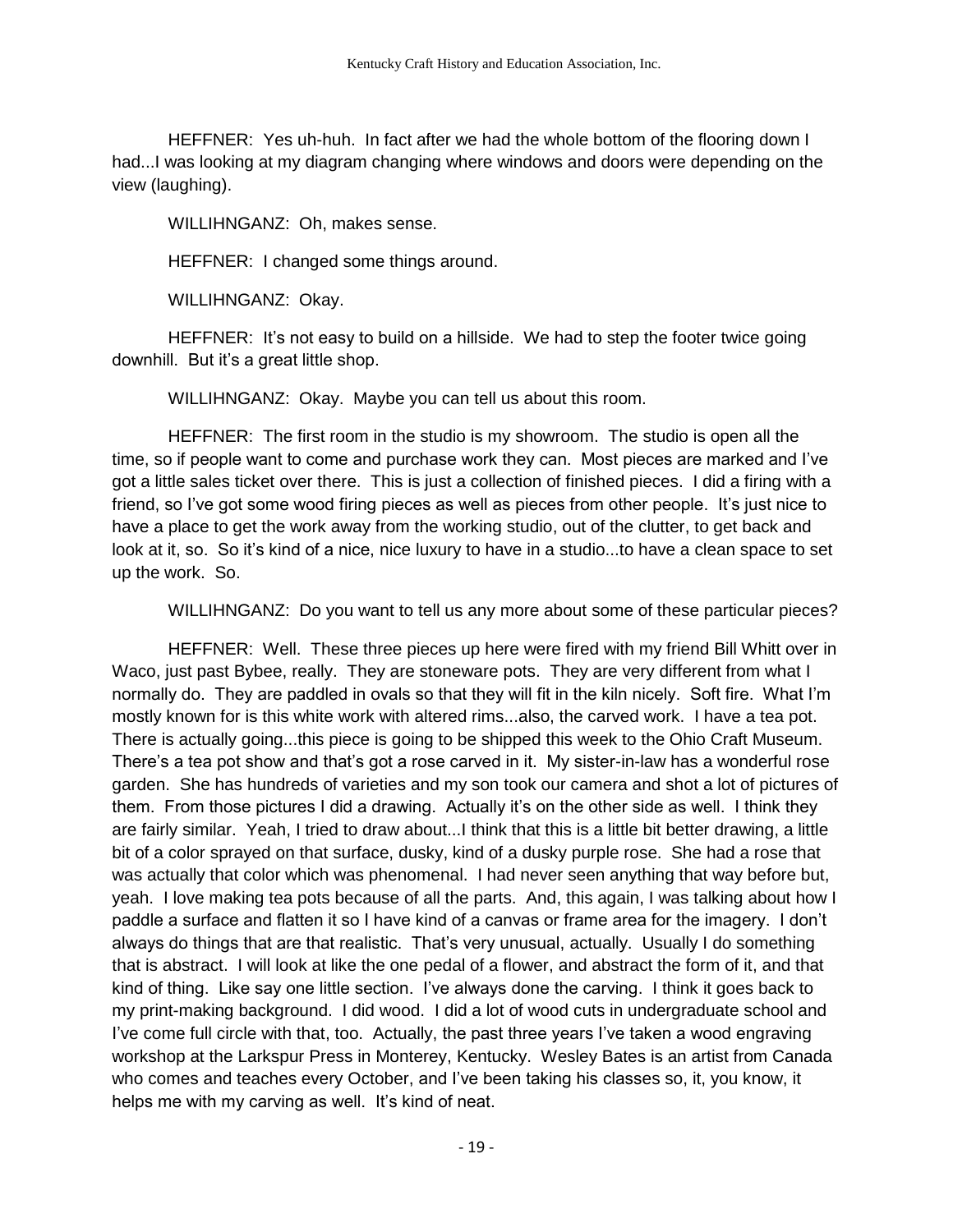HEFFNER: Yes uh-huh. In fact after we had the whole bottom of the flooring down I had...I was looking at my diagram changing where windows and doors were depending on the view (laughing).

WILLIHNGANZ: Oh, makes sense.

HEFFNER: I changed some things around.

WILLIHNGANZ: Okay.

HEFFNER: It's not easy to build on a hillside. We had to step the footer twice going downhill. But it's a great little shop.

WILLIHNGANZ: Okay. Maybe you can tell us about this room.

HEFFNER: The first room in the studio is my showroom. The studio is open all the time, so if people want to come and purchase work they can. Most pieces are marked and I've got a little sales ticket over there. This is just a collection of finished pieces. I did a firing with a friend, so I've got some wood firing pieces as well as pieces from other people. It's just nice to have a place to get the work away from the working studio, out of the clutter, to get back and look at it, so. So it's kind of a nice, nice luxury to have in a studio...to have a clean space to set up the work. So.

WILLIHNGANZ: Do you want to tell us any more about some of these particular pieces?

HEFFNER: Well. These three pieces up here were fired with my friend Bill Whitt over in Waco, just past Bybee, really. They are stoneware pots. They are very different from what I normally do. They are paddled in ovals so that they will fit in the kiln nicely. Soft fire. What I'm mostly known for is this white work with altered rims...also, the carved work. I have a tea pot. There is actually going...this piece is going to be shipped this week to the Ohio Craft Museum. There's a tea pot show and that's got a rose carved in it. My sister-in-law has a wonderful rose garden. She has hundreds of varieties and my son took our camera and shot a lot of pictures of them. From those pictures I did a drawing. Actually it's on the other side as well. I think they are fairly similar. Yeah, I tried to draw about...I think that this is a little bit better drawing, a little bit of a color sprayed on that surface, dusky, kind of a dusky purple rose. She had a rose that was actually that color which was phenomenal. I had never seen anything that way before but, yeah. I love making tea pots because of all the parts. And, this again, I was talking about how I paddle a surface and flatten it so I have kind of a canvas or frame area for the imagery. I don't always do things that are that realistic. That's very unusual, actually. Usually I do something that is abstract. I will look at like the one pedal of a flower, and abstract the form of it, and that kind of thing. Like say one little section. I've always done the carving. I think it goes back to my print-making background. I did wood. I did a lot of wood cuts in undergraduate school and I've come full circle with that, too. Actually, the past three years I've taken a wood engraving workshop at the Larkspur Press in Monterey, Kentucky. Wesley Bates is an artist from Canada who comes and teaches every October, and I've been taking his classes so, it, you know, it helps me with my carving as well. It's kind of neat.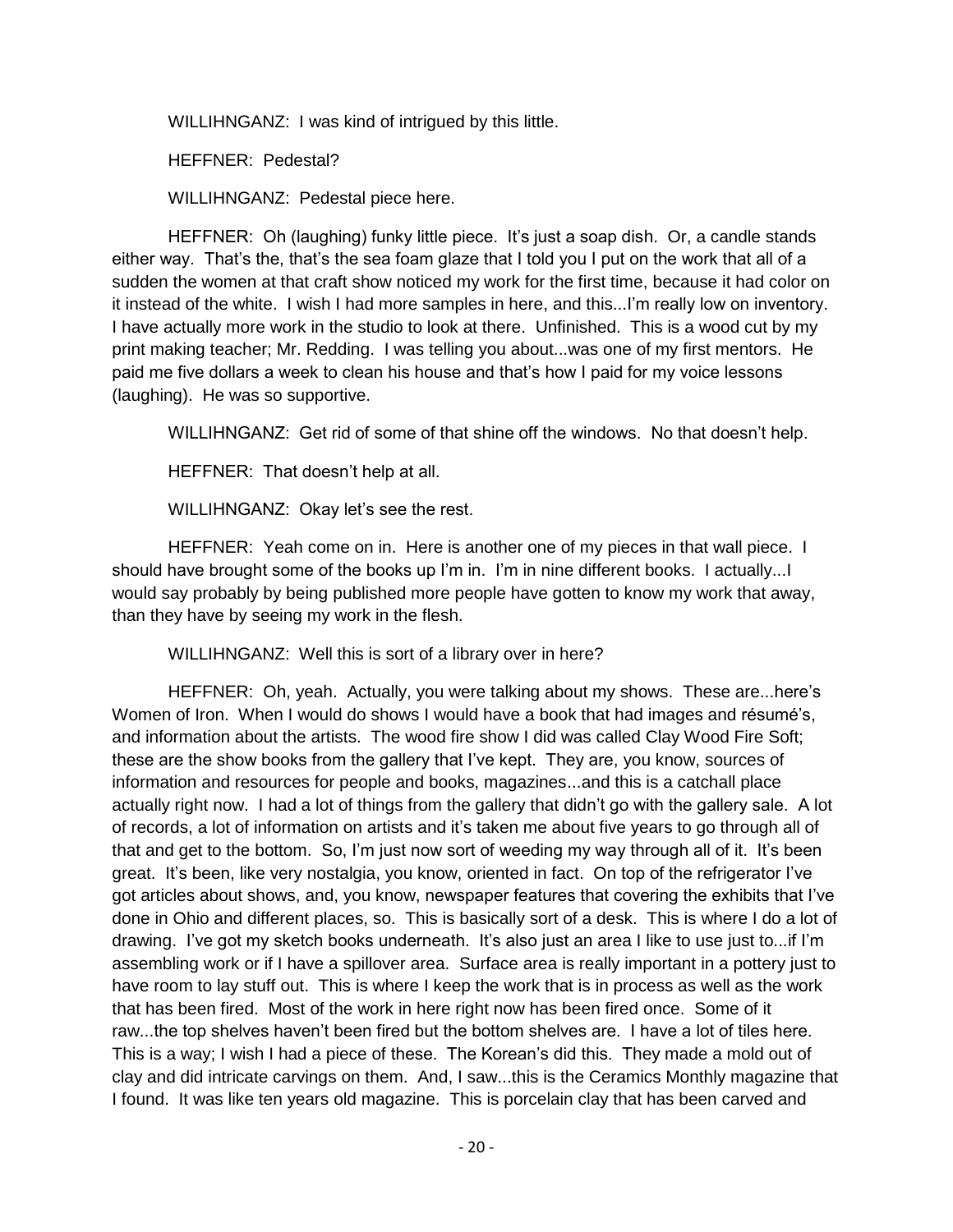WILLIHNGANZ: I was kind of intrigued by this little.

HEFFNER: Pedestal?

WILLIHNGANZ: Pedestal piece here.

HEFFNER: Oh (laughing) funky little piece. It's just a soap dish. Or, a candle stands either way. That's the, that's the sea foam glaze that I told you I put on the work that all of a sudden the women at that craft show noticed my work for the first time, because it had color on it instead of the white. I wish I had more samples in here, and this...I'm really low on inventory. I have actually more work in the studio to look at there. Unfinished. This is a wood cut by my print making teacher; Mr. Redding. I was telling you about...was one of my first mentors. He paid me five dollars a week to clean his house and that's how I paid for my voice lessons (laughing). He was so supportive.

WILLIHNGANZ: Get rid of some of that shine off the windows. No that doesn't help.

HEFFNER: That doesn't help at all.

WILLIHNGANZ: Okay let's see the rest.

HEFFNER: Yeah come on in. Here is another one of my pieces in that wall piece. I should have brought some of the books up I'm in. I'm in nine different books. I actually...I would say probably by being published more people have gotten to know my work that away, than they have by seeing my work in the flesh.

WILLIHNGANZ: Well this is sort of a library over in here?

HEFFNER: Oh, yeah. Actually, you were talking about my shows. These are...here's Women of Iron. When I would do shows I would have a book that had images and résumé's, and information about the artists. The wood fire show I did was called Clay Wood Fire Soft; these are the show books from the gallery that I've kept. They are, you know, sources of information and resources for people and books, magazines...and this is a catchall place actually right now. I had a lot of things from the gallery that didn't go with the gallery sale. A lot of records, a lot of information on artists and it's taken me about five years to go through all of that and get to the bottom. So, I'm just now sort of weeding my way through all of it. It's been great. It's been, like very nostalgia, you know, oriented in fact. On top of the refrigerator I've got articles about shows, and, you know, newspaper features that covering the exhibits that I've done in Ohio and different places, so. This is basically sort of a desk. This is where I do a lot of drawing. I've got my sketch books underneath. It's also just an area I like to use just to...if I'm assembling work or if I have a spillover area. Surface area is really important in a pottery just to have room to lay stuff out. This is where I keep the work that is in process as well as the work that has been fired. Most of the work in here right now has been fired once. Some of it raw...the top shelves haven't been fired but the bottom shelves are. I have a lot of tiles here. This is a way; I wish I had a piece of these. The Korean's did this. They made a mold out of clay and did intricate carvings on them. And, I saw...this is the Ceramics Monthly magazine that I found. It was like ten years old magazine. This is porcelain clay that has been carved and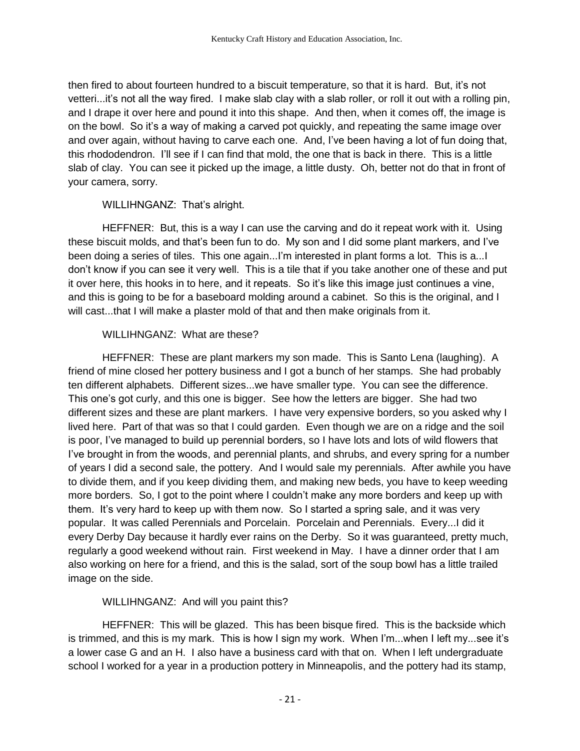then fired to about fourteen hundred to a biscuit temperature, so that it is hard. But, it's not vetteri...it's not all the way fired. I make slab clay with a slab roller, or roll it out with a rolling pin, and I drape it over here and pound it into this shape. And then, when it comes off, the image is on the bowl. So it's a way of making a carved pot quickly, and repeating the same image over and over again, without having to carve each one. And, I've been having a lot of fun doing that, this rhododendron. I'll see if I can find that mold, the one that is back in there. This is a little slab of clay. You can see it picked up the image, a little dusty. Oh, better not do that in front of your camera, sorry.

WILLIHNGANZ: That's alright.

HEFFNER: But, this is a way I can use the carving and do it repeat work with it. Using these biscuit molds, and that's been fun to do. My son and I did some plant markers, and I've been doing a series of tiles. This one again...I'm interested in plant forms a lot. This is a...I don't know if you can see it very well. This is a tile that if you take another one of these and put it over here, this hooks in to here, and it repeats. So it's like this image just continues a vine, and this is going to be for a baseboard molding around a cabinet. So this is the original, and I will cast...that I will make a plaster mold of that and then make originals from it.

WILLIHNGANZ: What are these?

HEFFNER: These are plant markers my son made. This is Santo Lena (laughing). A friend of mine closed her pottery business and I got a bunch of her stamps. She had probably ten different alphabets. Different sizes...we have smaller type. You can see the difference. This one's got curly, and this one is bigger. See how the letters are bigger. She had two different sizes and these are plant markers. I have very expensive borders, so you asked why I lived here. Part of that was so that I could garden. Even though we are on a ridge and the soil is poor, I've managed to build up perennial borders, so I have lots and lots of wild flowers that I've brought in from the woods, and perennial plants, and shrubs, and every spring for a number of years I did a second sale, the pottery. And I would sale my perennials. After awhile you have to divide them, and if you keep dividing them, and making new beds, you have to keep weeding more borders. So, I got to the point where I couldn't make any more borders and keep up with them. It's very hard to keep up with them now. So I started a spring sale, and it was very popular. It was called Perennials and Porcelain. Porcelain and Perennials. Every...I did it every Derby Day because it hardly ever rains on the Derby. So it was guaranteed, pretty much, regularly a good weekend without rain. First weekend in May. I have a dinner order that I am also working on here for a friend, and this is the salad, sort of the soup bowl has a little trailed image on the side.

WILLIHNGANZ: And will you paint this?

HEFFNER: This will be glazed. This has been bisque fired. This is the backside which is trimmed, and this is my mark. This is how I sign my work. When I'm...when I left my...see it's a lower case G and an H. I also have a business card with that on. When I left undergraduate school I worked for a year in a production pottery in Minneapolis, and the pottery had its stamp,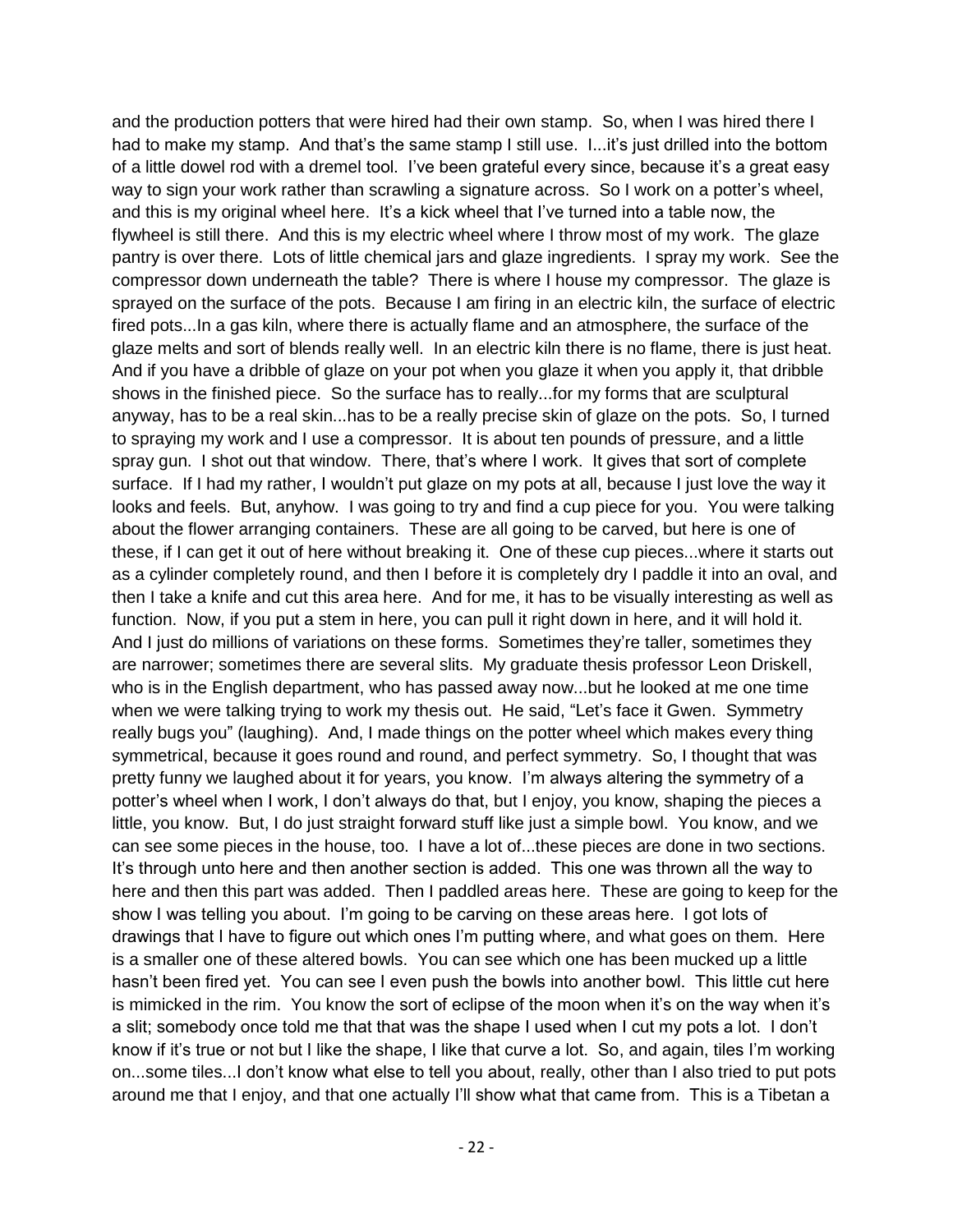and the production potters that were hired had their own stamp. So, when I was hired there I had to make my stamp. And that's the same stamp I still use. I...it's just drilled into the bottom of a little dowel rod with a dremel tool. I've been grateful every since, because it's a great easy way to sign your work rather than scrawling a signature across. So I work on a potter's wheel, and this is my original wheel here. It's a kick wheel that I've turned into a table now, the flywheel is still there. And this is my electric wheel where I throw most of my work. The glaze pantry is over there. Lots of little chemical jars and glaze ingredients. I spray my work. See the compressor down underneath the table? There is where I house my compressor. The glaze is sprayed on the surface of the pots. Because I am firing in an electric kiln, the surface of electric fired pots...In a gas kiln, where there is actually flame and an atmosphere, the surface of the glaze melts and sort of blends really well. In an electric kiln there is no flame, there is just heat. And if you have a dribble of glaze on your pot when you glaze it when you apply it, that dribble shows in the finished piece. So the surface has to really...for my forms that are sculptural anyway, has to be a real skin...has to be a really precise skin of glaze on the pots. So, I turned to spraying my work and I use a compressor. It is about ten pounds of pressure, and a little spray gun. I shot out that window. There, that's where I work. It gives that sort of complete surface. If I had my rather, I wouldn't put glaze on my pots at all, because I just love the way it looks and feels. But, anyhow. I was going to try and find a cup piece for you. You were talking about the flower arranging containers. These are all going to be carved, but here is one of these, if I can get it out of here without breaking it. One of these cup pieces...where it starts out as a cylinder completely round, and then I before it is completely dry I paddle it into an oval, and then I take a knife and cut this area here. And for me, it has to be visually interesting as well as function. Now, if you put a stem in here, you can pull it right down in here, and it will hold it. And I just do millions of variations on these forms. Sometimes they're taller, sometimes they are narrower; sometimes there are several slits. My graduate thesis professor Leon Driskell, who is in the English department, who has passed away now...but he looked at me one time when we were talking trying to work my thesis out. He said, "Let's face it Gwen. Symmetry really bugs you" (laughing). And, I made things on the potter wheel which makes every thing symmetrical, because it goes round and round, and perfect symmetry. So, I thought that was pretty funny we laughed about it for years, you know. I'm always altering the symmetry of a potter's wheel when I work, I don't always do that, but I enjoy, you know, shaping the pieces a little, you know. But, I do just straight forward stuff like just a simple bowl. You know, and we can see some pieces in the house, too. I have a lot of...these pieces are done in two sections. It's through unto here and then another section is added. This one was thrown all the way to here and then this part was added. Then I paddled areas here. These are going to keep for the show I was telling you about. I'm going to be carving on these areas here. I got lots of drawings that I have to figure out which ones I'm putting where, and what goes on them. Here is a smaller one of these altered bowls. You can see which one has been mucked up a little hasn't been fired yet. You can see I even push the bowls into another bowl. This little cut here is mimicked in the rim. You know the sort of eclipse of the moon when it's on the way when it's a slit; somebody once told me that that was the shape I used when I cut my pots a lot. I don't know if it's true or not but I like the shape, I like that curve a lot. So, and again, tiles I'm working on...some tiles...I don't know what else to tell you about, really, other than I also tried to put pots around me that I enjoy, and that one actually I'll show what that came from. This is a Tibetan a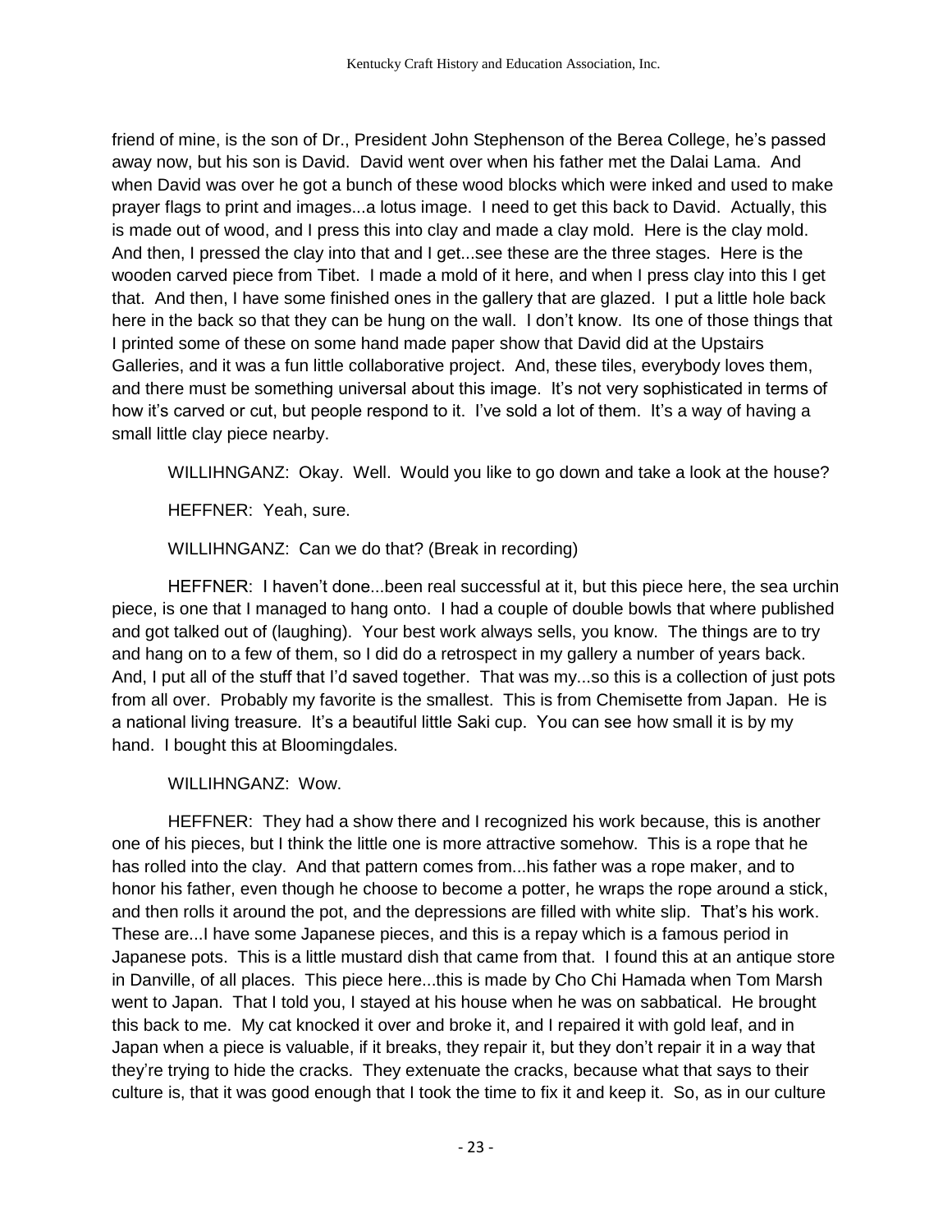friend of mine, is the son of Dr., President John Stephenson of the Berea College, he's passed away now, but his son is David. David went over when his father met the Dalai Lama. And when David was over he got a bunch of these wood blocks which were inked and used to make prayer flags to print and images...a lotus image. I need to get this back to David. Actually, this is made out of wood, and I press this into clay and made a clay mold. Here is the clay mold. And then, I pressed the clay into that and I get...see these are the three stages. Here is the wooden carved piece from Tibet. I made a mold of it here, and when I press clay into this I get that. And then, I have some finished ones in the gallery that are glazed. I put a little hole back here in the back so that they can be hung on the wall. I don't know. Its one of those things that I printed some of these on some hand made paper show that David did at the Upstairs Galleries, and it was a fun little collaborative project. And, these tiles, everybody loves them, and there must be something universal about this image. It's not very sophisticated in terms of how it's carved or cut, but people respond to it. I've sold a lot of them. It's a way of having a small little clay piece nearby.

WILLIHNGANZ: Okay. Well. Would you like to go down and take a look at the house?

HEFFNER: Yeah, sure.

WILLIHNGANZ: Can we do that? (Break in recording)

HEFFNER: I haven't done...been real successful at it, but this piece here, the sea urchin piece, is one that I managed to hang onto. I had a couple of double bowls that where published and got talked out of (laughing). Your best work always sells, you know. The things are to try and hang on to a few of them, so I did do a retrospect in my gallery a number of years back. And, I put all of the stuff that I'd saved together. That was my...so this is a collection of just pots from all over. Probably my favorite is the smallest. This is from Chemisette from Japan. He is a national living treasure. It's a beautiful little Saki cup. You can see how small it is by my hand. I bought this at Bloomingdales.

WILLIHNGANZ: Wow.

HEFFNER: They had a show there and I recognized his work because, this is another one of his pieces, but I think the little one is more attractive somehow. This is a rope that he has rolled into the clay. And that pattern comes from...his father was a rope maker, and to honor his father, even though he choose to become a potter, he wraps the rope around a stick, and then rolls it around the pot, and the depressions are filled with white slip. That's his work. These are...I have some Japanese pieces, and this is a repay which is a famous period in Japanese pots. This is a little mustard dish that came from that. I found this at an antique store in Danville, of all places. This piece here...this is made by Cho Chi Hamada when Tom Marsh went to Japan. That I told you, I stayed at his house when he was on sabbatical. He brought this back to me. My cat knocked it over and broke it, and I repaired it with gold leaf, and in Japan when a piece is valuable, if it breaks, they repair it, but they don't repair it in a way that they're trying to hide the cracks. They extenuate the cracks, because what that says to their culture is, that it was good enough that I took the time to fix it and keep it. So, as in our culture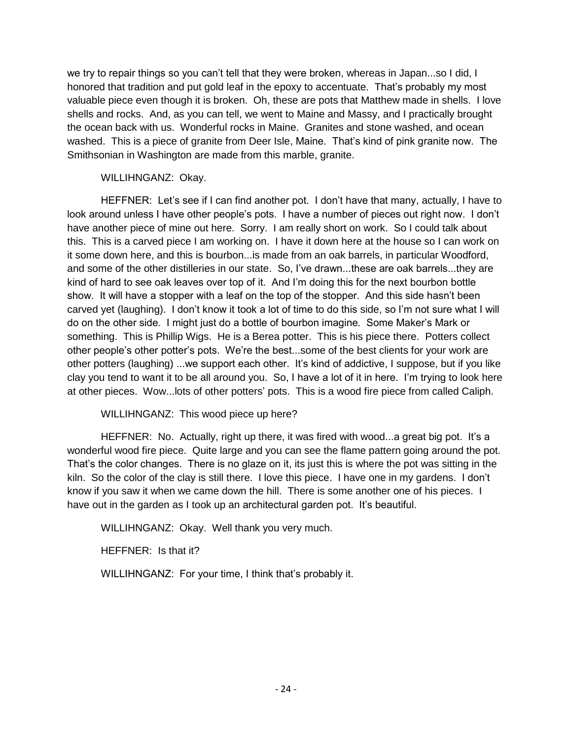we try to repair things so you can't tell that they were broken, whereas in Japan...so I did, I honored that tradition and put gold leaf in the epoxy to accentuate. That's probably my most valuable piece even though it is broken. Oh, these are pots that Matthew made in shells. I love shells and rocks. And, as you can tell, we went to Maine and Massy, and I practically brought the ocean back with us. Wonderful rocks in Maine. Granites and stone washed, and ocean washed. This is a piece of granite from Deer Isle, Maine. That's kind of pink granite now. The Smithsonian in Washington are made from this marble, granite.

WILLIHNGANZ: Okay.

HEFFNER: Let's see if I can find another pot. I don't have that many, actually, I have to look around unless I have other people's pots. I have a number of pieces out right now. I don't have another piece of mine out here. Sorry. I am really short on work. So I could talk about this. This is a carved piece I am working on. I have it down here at the house so I can work on it some down here, and this is bourbon...is made from an oak barrels, in particular Woodford, and some of the other distilleries in our state. So, I've drawn...these are oak barrels...they are kind of hard to see oak leaves over top of it. And I'm doing this for the next bourbon bottle show. It will have a stopper with a leaf on the top of the stopper. And this side hasn't been carved yet (laughing). I don't know it took a lot of time to do this side, so I'm not sure what I will do on the other side. I might just do a bottle of bourbon imagine. Some Maker's Mark or something. This is Phillip Wigs. He is a Berea potter. This is his piece there. Potters collect other people's other potter's pots. We're the best...some of the best clients for your work are other potters (laughing) ...we support each other. It's kind of addictive, I suppose, but if you like clay you tend to want it to be all around you. So, I have a lot of it in here. I'm trying to look here at other pieces. Wow...lots of other potters' pots. This is a wood fire piece from called Caliph.

WILLIHNGANZ: This wood piece up here?

HEFFNER: No. Actually, right up there, it was fired with wood...a great big pot. It's a wonderful wood fire piece. Quite large and you can see the flame pattern going around the pot. That's the color changes. There is no glaze on it, its just this is where the pot was sitting in the kiln. So the color of the clay is still there. I love this piece. I have one in my gardens. I don't know if you saw it when we came down the hill. There is some another one of his pieces. I have out in the garden as I took up an architectural garden pot. It's beautiful.

WILLIHNGANZ: Okay. Well thank you very much.

HEFFNER: Is that it?

WILLIHNGANZ: For your time, I think that's probably it.